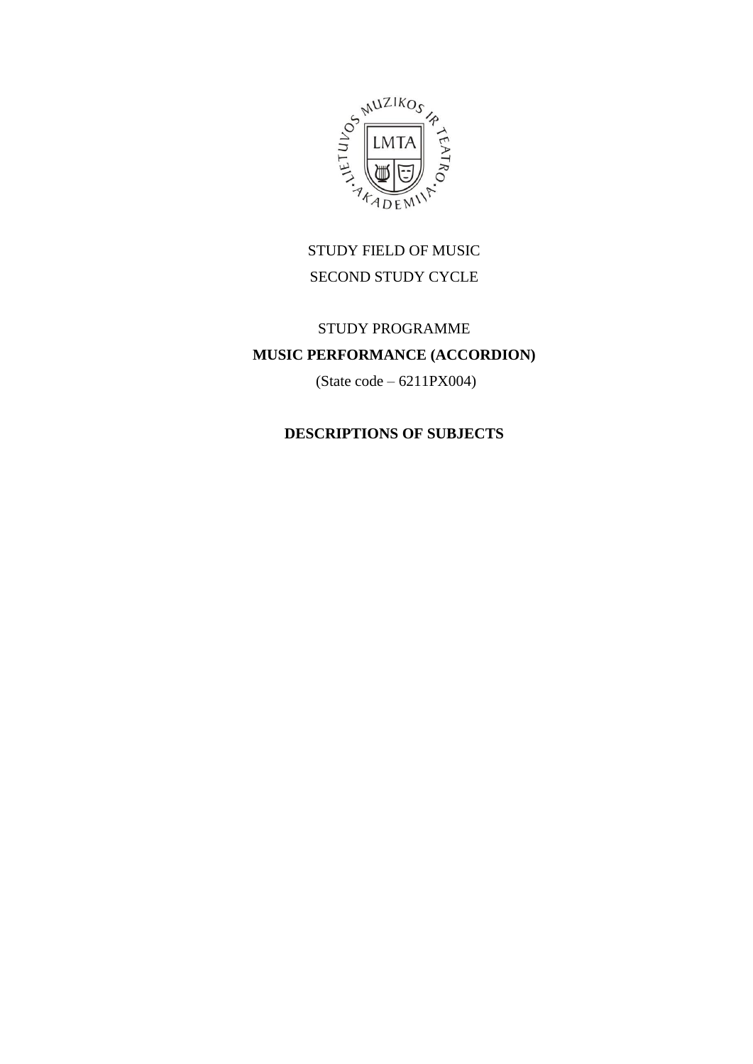STUDY FIELD OF MUSIC

SECOND STUDY CYCLE

STUDY PROGRAMME

**MUSIC PERFORMANCE (ACCORDION)**

(State code – 6211PX004)

**DESCRIPTIONS OF SUBJECTS**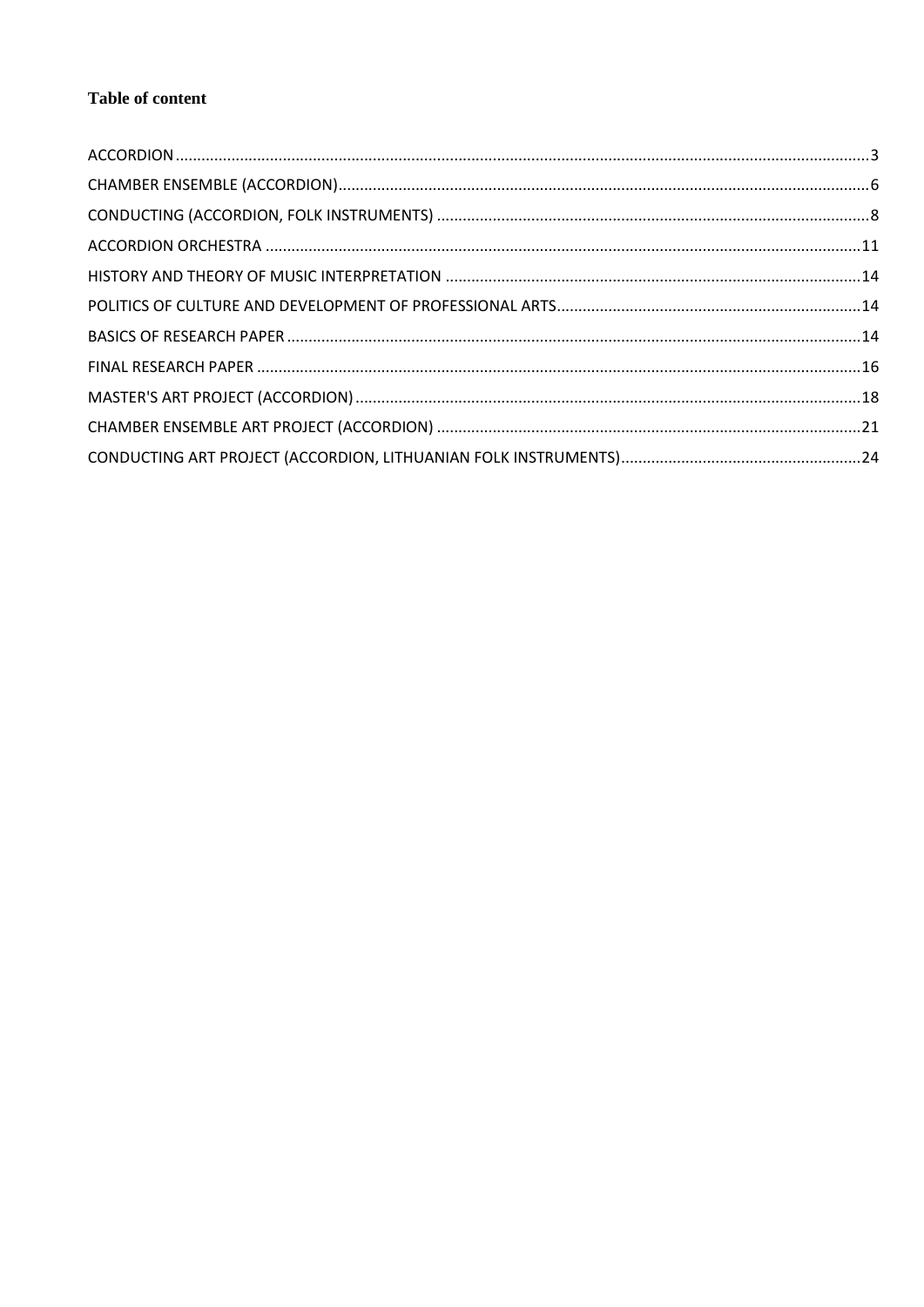**Table of content**

ACCORDION ... 3

CHAMBER ENSEMBLE (ACCORDION) ... 6

CONDUCTING (ACCORDION, FOLK INSTRUMENTS) ... 8

ACCORDION ORCHESTRA ... 11

HISTORY AND THEORY OF MUSIC INTERPRETATION ... 14

POLITICS OF CULTURE AND DEVELOPMENT OF PROFESSIONAL ARTS ... 14

BASICS OF RESEARCH PAPER ... 14

FINAL RESEARCH PAPER ... 16

MASTER'S ART PROJECT (ACCORDION) ... 18

CHAMBER ENSEMBLE ART PROJECT (ACCORDION) ... 21

CONDUCTING ART PROJECT (ACCORDION, LITHUANIAN FOLK INSTRUMENTS) ... 24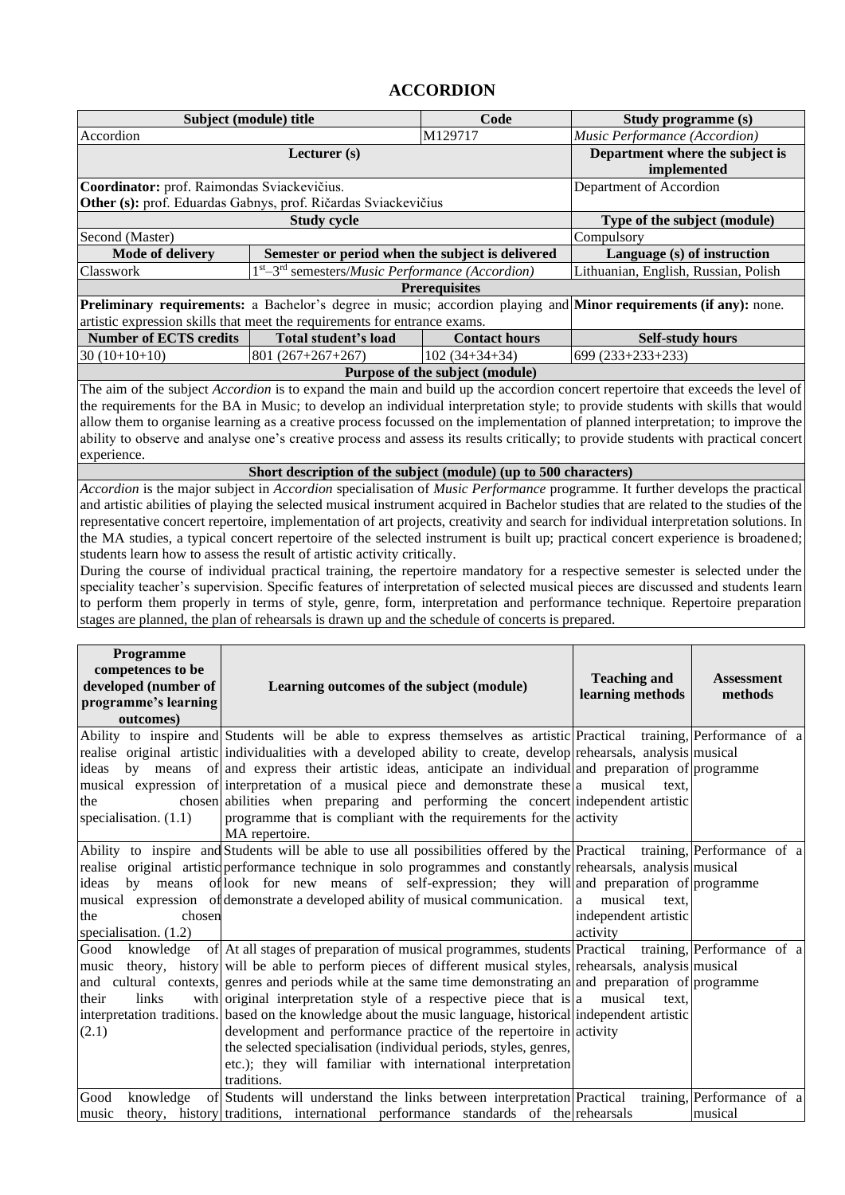## ACCORDION

| Subject (module) title | | Code | Study programme (s) |
|---|---|---|---|
| Accordion | | M129717 | *Music Performance (Accordion)* |
| Lecturer (s) | | | Department where the subject is implemented |
| **Coordinator:** prof. Raimondas Sviackevičius.<br>**Other (s):** prof. Eduardas Gabnys, prof. Ričardas Sviackevičius | | | Department of Accordion |
| Study cycle | | | Type of the subject (module) |
| Second (Master) | | | Compulsory |
| **Mode of delivery** | **Semester or period when the subject is delivered** | | **Language (s) of instruction** |
| Classwork | 1st–3rd semesters/*Music Performance (Accordion)* | | Lithuanian, English, Russian, Polish |
| **Prerequisites** | | | |
| **Preliminary requirements:** a Bachelor's degree in music; accordion playing and artistic expression skills that meet the requirements for entrance exams. | | | **Minor requirements (if any):** none. |
| **Number of ECTS credits** | **Total student's load** | **Contact hours** | **Self-study hours** |
| 30 (10+10+10) | 801 (267+267+267) | 102 (34+34+34) | 699 (233+233+233) |

**Purpose of the subject (module)**

The aim of the subject *Accordion* is to expand the main and build up the accordion concert repertoire that exceeds the level of the requirements for the BA in Music; to develop an individual interpretation style; to provide students with skills that would allow them to organise learning as a creative process focussed on the implementation of planned interpretation; to improve the ability to observe and analyse one's creative process and assess its results critically; to provide students with practical concert experience.

**Short description of the subject (module) (up to 500 characters)**

*Accordion* is the major subject in *Accordion* specialisation of *Music Performance* programme. It further develops the practical and artistic abilities of playing the selected musical instrument acquired in Bachelor studies that are related to the studies of the representative concert repertoire, implementation of art projects, creativity and search for individual interpretation solutions. In the MA studies, a typical concert repertoire of the selected instrument is built up; practical concert experience is broadened; students learn how to assess the result of artistic activity critically.

During the course of individual practical training, the repertoire mandatory for a respective semester is selected under the speciality teacher's supervision. Specific features of interpretation of selected musical pieces are discussed and students learn to perform them properly in terms of style, genre, form, interpretation and performance technique. Repertoire preparation stages are planned, the plan of rehearsals is drawn up and the schedule of concerts is prepared.

| Programme competences to be developed (number of programme's learning outcomes) | Learning outcomes of the subject (module) | Teaching and learning methods | Assessment methods |
|---|---|---|---|
| Ability to inspire and realise original artistic ideas by means of musical expression of the chosen specialisation. (1.1) | Students will be able to express themselves as artistic individualities with a developed ability to create, develop and express their artistic ideas, anticipate an individual interpretation of a musical piece and demonstrate these abilities when preparing and performing the concert programme that is compliant with the requirements for the MA repertoire. | Practical training, rehearsals, analysis and preparation of a musical text, independent artistic activity | Performance of a musical programme |
| Ability to inspire and realise original artistic ideas by means of musical expression of the chosen specialisation. (1.2) | Students will be able to use all possibilities offered by the performance technique in solo programmes and constantly look for new means of self-expression; they will demonstrate a developed ability of musical communication. | Practical training, rehearsals, analysis and preparation of a musical text, independent artistic activity | Performance of a musical programme |
| Good knowledge of music theory, history and cultural contexts, their links with interpretation traditions. (2.1) | At all stages of preparation of musical programmes, students will be able to perform pieces of different musical styles, genres and periods while at the same time demonstrating an original interpretation style of a respective piece that is based on the knowledge about the music language, historical development and performance practice of the repertoire in the selected specialisation (individual periods, styles, genres, etc.); they will familiar with international interpretation traditions. | Practical training, rehearsals, analysis and preparation of a musical text, independent artistic activity | Performance of a musical programme |
| Good knowledge of music theory, history | Students will understand the links between interpretation traditions, international performance standards of the | Practical training, rehearsals | Performance of a musical |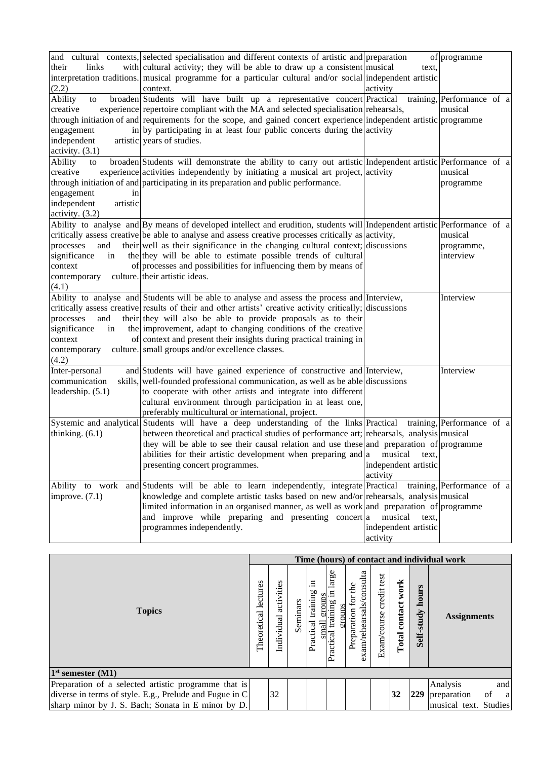| | | | |
|---|---|---|---|
| and cultural contexts, their links with interpretation traditions. (2.2) | selected specialisation and different contexts of artistic and cultural activity; they will be able to draw up a consistent musical programme for a particular cultural and/or social context. | preparation of musical text, independent artistic activity | programme |
| Ability to broaden creative experience through initiation of and engagement in independent artistic activity. (3.1) | Students will have built up a representative concert repertoire compliant with the MA and selected specialisation requirements for the scope, and gained concert experience by participating in at least four public concerts during the years of studies. | Practical training, rehearsals, independent artistic activity | Performance of a musical programme |
| Ability to broaden creative experience through initiation of and engagement in independent artistic activity. (3.2) | Students will demonstrate the ability to carry out artistic activities independently by initiating a musical art project, participating in its preparation and public performance. | Independent artistic activity | Performance of a musical programme |
| Ability to analyse and critically assess creative processes and their significance in the context of contemporary culture. (4.1) | By means of developed intellect and erudition, students will be able to analyse and assess creative processes critically as well as their significance in the changing cultural context; they will be able to estimate possible trends of cultural processes and possibilities for influencing them by means of their artistic ideas. | Independent artistic activity, discussions | Performance of a musical programme, interview |
| Ability to analyse and critically assess creative processes and their significance in the context of contemporary culture. (4.2) | Students will be able to analyse and assess the process and results of their and other artists' creative activity critically; they will also be able to provide proposals as to their improvement, adapt to changing conditions of the creative context and present their insights during practical training in small groups and/or excellence classes. | Interview, discussions | Interview |
| Inter-personal and communication skills, leadership. (5.1) | Students will have gained experience of constructive and well-founded professional communication, as well as be able to cooperate with other artists and integrate into different cultural environment through participation in at least one, preferably multicultural or international, project. | Interview, discussions | Interview |
| Systemic and analytical thinking. (6.1) | Students will have a deep understanding of the links between theoretical and practical studies of performance art; they will be able to see their causal relation and use these abilities for their artistic development when preparing and presenting concert programmes. | Practical training, rehearsals, analysis and preparation of a musical text, independent artistic activity | Performance of a musical programme |
| Ability to work and improve. (7.1) | Students will be able to learn independently, integrate knowledge and complete artistic tasks based on new and/or limited information in an organised manner, as well as work and improve while preparing and presenting concert programmes independently. | Practical training, rehearsals, analysis and preparation of a musical text, independent artistic activity | Performance of a musical programme |

| **Topics** | Time (hours) of contact and individual work | | | | | | | | | |
|---|---|---|---|---|---|---|---|---|---|---|
| | Theoretical lectures | Individual activities | Seminars | Practical training in small groups | Practical training in large groups | Preparation for the exam/rehearsals/consulta | Exam/course credit test | **Total contact work** | **Self-study hours** | **Assignments** |
| **1st semester (M1)** | | | | | | | | | | |
| Preparation of a selected artistic programme that is diverse in terms of style. E.g., Prelude and Fugue in C sharp minor by J. S. Bach; Sonata in E minor by D. | | 32 | | | | | | **32** | **229** | Analysis and preparation of a musical text. Studies |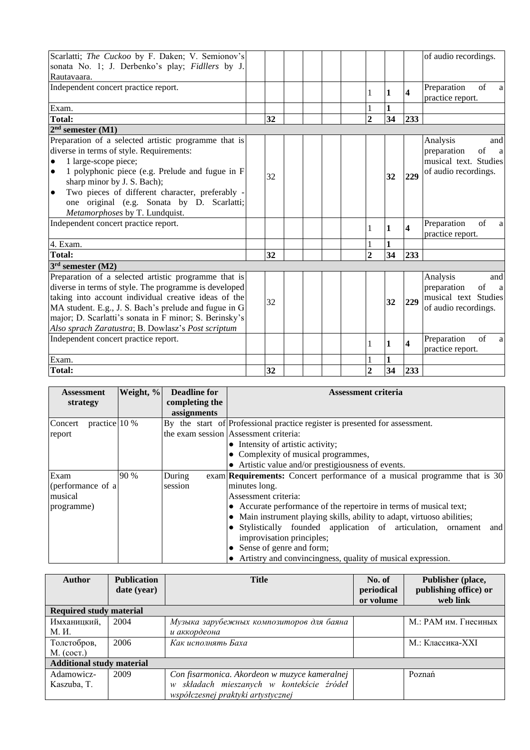| | | | | | | | | | | |
|---|---|---|---|---|---|---|---|---|---|---|
| Scarlatti; *The Cuckoo* by F. Daken; V. Semionov's sonata No. 1; J. Derbenko's play; *Fidllers* by J. Rautavaara. | | | | | | | | | | of audio recordings. |
| Independent concert practice report. | | | | | | | 1 | **1** | **4** | Preparation of a practice report. |
| Exam. | | | | | | | 1 | **1** | | |
| **Total:** | | **32** | | | | | **2** | **34** | **233** | |
| **2nd semester (M1)** | | | | | | | | | | |
| Preparation of a selected artistic programme that is diverse in terms of style. Requirements:<br>● 1 large-scope piece;<br>● 1 polyphonic piece (e.g. Prelude and fugue in F sharp minor by J. S. Bach);<br>● Two pieces of different character, preferably - one original (e.g. Sonata by D. Scarlatti; *Metamorphoses* by T. Lundquist. | | 32 | | | | | | **32** | **229** | Analysis and preparation of a musical text. Studies of audio recordings. |
| Independent concert practice report. | | | | | | | 1 | **1** | **4** | Preparation of a practice report. |
| 4. Exam. | | | | | | | 1 | **1** | | |
| **Total:** | | **32** | | | | | **2** | **34** | **233** | |
| **3rd semester (M2)** | | | | | | | | | | |
| Preparation of a selected artistic programme that is diverse in terms of style. The programme is developed taking into account individual creative ideas of the MA student. E.g., J. S. Bach's prelude and fugue in G major; D. Scarlatti's sonata in F minor; S. Berinsky's *Also sprach Zaratustra*; B. Dowlasz's *Post scriptum* | | 32 | | | | | | **32** | **229** | Analysis and preparation of a musical text Studies of audio recordings. |
| Independent concert practice report. | | | | | | | 1 | **1** | **4** | Preparation of a practice report. |
| Exam. | | | | | | | 1 | **1** | | |
| **Total:** | | **32** | | | | | **2** | **34** | **233** | |

| Assessment strategy | Weight, % | Deadline for completing the assignments | Assessment criteria |
|---|---|---|---|
| Concert practice report | 10 % | By the start of the exam session | Professional practice register is presented for assessment.<br>Assessment criteria:<br>● Intensity of artistic activity;<br>● Complexity of musical programmes,<br>● Artistic value and/or prestigiousness of events. |
| Exam (performance of a musical programme) | 90 % | During exam session | **Requirements:** Concert performance of a musical programme that is 30 minutes long.<br>Assessment criteria:<br>● Accurate performance of the repertoire in terms of musical text;<br>● Main instrument playing skills, ability to adapt, virtuoso abilities;<br>● Stylistically founded application of articulation, ornament and improvisation principles;<br>● Sense of genre and form;<br>● Artistry and convincingness, quality of musical expression. |

| Author | Publication date (year) | Title | No. of periodical or volume | Publisher (place, publishing office) or web link |
|---|---|---|---|---|
| **Required study material** | | | | |
| Имханицкий, М. И. | 2004 | *Музыка зарубежных композиторов для баяна и аккордеона* | | М.: РАМ им. Гнесиных |
| Толстобров, М. (сост.) | 2006 | *Как исполнять Баха* | | М.: Классика-XXI |
| **Additional study material** | | | | |
| Adamowicz-Kaszuba, T. | 2009 | *Con fisarmonica. Akordeon w muzyce kameralnej w składach mieszanych w kontekście źródeł współczesnej praktyki artystycznej* | | Poznań |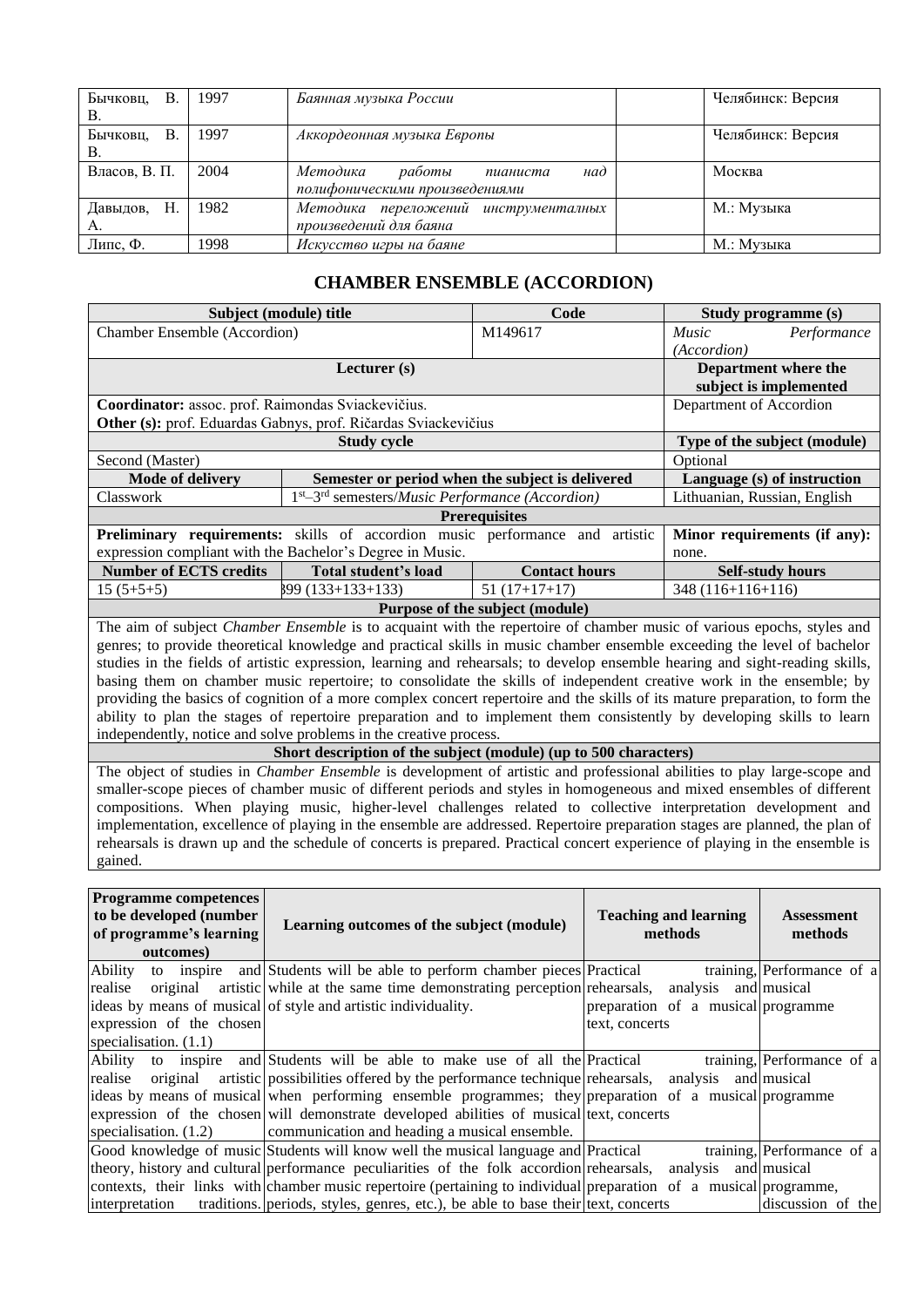| Бычковц, В. В. | 1997 | *Баянная музыка России* | | Челябинск: Версия |
|---|---|---|---|---|
| Бычковц, В. В. | 1997 | *Аккордеонная музыка Европы* | | Челябинск: Версия |
| Власов, В. П. | 2004 | *Методика работы пианиста над полифоническими произведениями* | | Москва |
| Давыдов, Н. А. | 1982 | *Методика переложений инструментальных произведений для баяна* | | М.: Музыка |
| Липс, Ф. | 1998 | *Искусство игры на баяне* | | М.: Музыка |

## CHAMBER ENSEMBLE (ACCORDION)

| **Subject (module) title** | | **Code** | **Study programme (s)** |
|---|---|---|---|
| Chamber Ensemble (Accordion) | | M149617 | *Music Performance (Accordion)* |
| **Lecturer (s)** | | | **Department where the subject is implemented** |
| **Coordinator:** assoc. prof. Raimondas Sviackevičius.<br>**Other (s):** prof. Eduardas Gabnys, prof. Ričardas Sviackevičius | | | Department of Accordion |
| **Study cycle** | | | **Type of the subject (module)** |
| Second (Master) | | | Optional |
| **Mode of delivery** | **Semester or period when the subject is delivered** | | **Language (s) of instruction** |
| Classwork | 1st–3rd semesters/*Music Performance (Accordion)* | | Lithuanian, Russian, English |
| **Prerequisites** | | | |
| **Preliminary requirements:** skills of accordion music performance and artistic expression compliant with the Bachelor's Degree in Music. | | | **Minor requirements (if any):** none. |
| **Number of ECTS credits** | **Total student's load** | **Contact hours** | **Self-study hours** |
| 15 (5+5+5) | 399 (133+133+133) | 51 (17+17+17) | 348 (116+116+116) |
| **Purpose of the subject (module)** | | | |
| The aim of subject *Chamber Ensemble* is to acquaint with the repertoire of chamber music of various epochs, styles and genres; to provide theoretical knowledge and practical skills in music chamber ensemble exceeding the level of bachelor studies in the fields of artistic expression, learning and rehearsals; to develop ensemble hearing and sight-reading skills, basing them on chamber music repertoire; to consolidate the skills of independent creative work in the ensemble; by providing the basics of cognition of a more complex concert repertoire and the skills of its mature preparation, to form the ability to plan the stages of repertoire preparation and to implement them consistently by developing skills to learn independently, notice and solve problems in the creative process. | | | |
| **Short description of the subject (module) (up to 500 characters)** | | | |
| The object of studies in *Chamber Ensemble* is development of artistic and professional abilities to play large-scope and smaller-scope pieces of chamber music of different periods and styles in homogeneous and mixed ensembles of different compositions. When playing music, higher-level challenges related to collective interpretation development and implementation, excellence of playing in the ensemble are addressed. Repertoire preparation stages are planned, the plan of rehearsals is drawn up and the schedule of concerts is prepared. Practical concert experience of playing in the ensemble is gained. | | | |

| **Programme competences to be developed (number of programme's learning outcomes)** | **Learning outcomes of the subject (module)** | **Teaching and learning methods** | **Assessment methods** |
|---|---|---|---|
| Ability to inspire and realise original artistic ideas by means of musical expression of the chosen specialisation. (1.1) | Students will be able to perform chamber pieces while at the same time demonstrating perception of style and artistic individuality. | Practical training, rehearsals, analysis and preparation of a musical text, concerts | Performance of a musical programme |
| Ability to inspire and realise original artistic ideas by means of musical expression of the chosen specialisation. (1.2) | Students will be able to make use of all the possibilities offered by the performance technique when performing ensemble programmes; they will demonstrate developed abilities of musical communication and heading a musical ensemble. | Practical training, rehearsals, analysis and preparation of a musical text, concerts | Performance of a musical programme |
| Good knowledge of music theory, history and cultural contexts, their links with interpretation traditions. | Students will know well the musical language and performance peculiarities of the folk accordion chamber music repertoire (pertaining to individual periods, styles, genres, etc.), be able to base their | Practical training, rehearsals, analysis and preparation of a musical text, concerts | Performance of a musical programme, discussion of the |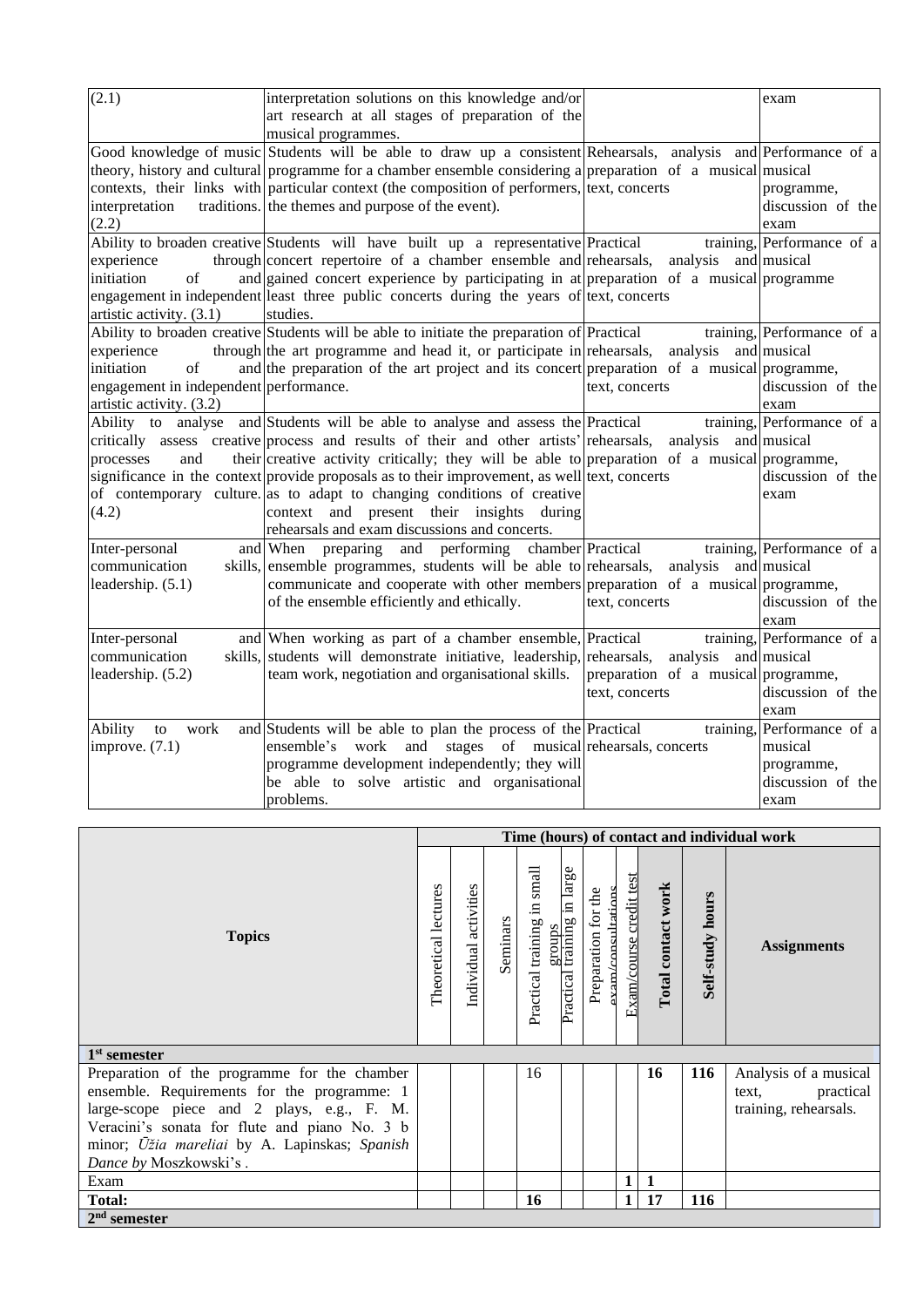| | | | |
|---|---|---|---|
| (2.1) | interpretation solutions on this knowledge and/or art research at all stages of preparation of the musical programmes. | | exam |
| Good knowledge of music theory, history and cultural contexts, their links with interpretation traditions. (2.2) | Students will be able to draw up a consistent programme for a chamber ensemble considering a particular context (the composition of performers, the themes and purpose of the event). | Rehearsals, analysis and preparation of a musical text, concerts | Performance of a musical programme, discussion of the exam |
| Ability to broaden creative experience through initiation of and engagement in independent artistic activity. (3.1) | Students will have built up a representative concert repertoire of a chamber ensemble and gained concert experience by participating in at least three public concerts during the years of studies. | Practical training, rehearsals, analysis and preparation of a musical text, concerts | Performance of a musical programme |
| Ability to broaden creative experience through initiation of and engagement in independent artistic activity. (3.2) | Students will be able to initiate the preparation of the art programme and head it, or participate in the preparation of the art project and its concert performance. | Practical training, rehearsals, analysis and preparation of a musical text, concerts | Performance of a musical programme, discussion of the exam |
| Ability to analyse and critically assess creative processes and their significance in the context of contemporary culture. (4.2) | Students will be able to analyse and assess the process and results of their and other artists' creative activity critically; they will be able to provide proposals as to their improvement, as well as to adapt to changing conditions of creative context and present their insights during rehearsals and exam discussions and concerts. | Practical training, rehearsals, analysis and preparation of a musical text, concerts | Performance of a musical programme, discussion of the exam |
| Inter-personal and communication skills, leadership. (5.1) | When preparing and performing chamber ensemble programmes, students will be able to communicate and cooperate with other members of the ensemble efficiently and ethically. | Practical training, rehearsals, analysis and preparation of a musical text, concerts | Performance of a musical programme, discussion of the exam |
| Inter-personal and communication skills, leadership. (5.2) | When working as part of a chamber ensemble, students will demonstrate initiative, leadership, team work, negotiation and organisational skills. | Practical training, rehearsals, analysis and preparation of a musical text, concerts | Performance of a musical programme, discussion of the exam |
| Ability to work and improve. (7.1) | Students will be able to plan the process of the ensemble's work and stages of musical programme development independently; they will be able to solve artistic and organisational problems. | Practical training, rehearsals, concerts | Performance of a musical programme, discussion of the exam |

| Topics | Time (hours) of contact and individual work | | | | | | | | | Assignments |
|---|---|---|---|---|---|---|---|---|---|---|
| | Theoretical lectures | Individual activities | Seminars | Practical training in small groups | Practical training in large | Preparation for the exam/consultations | Exam/course credit test | **Total contact work** | **Self-study hours** | **Assignments** |
| **1st semester** | | | | | | | | | | |
| Preparation of the programme for the chamber ensemble. Requirements for the programme: 1 large-scope piece and 2 plays, e.g., F. M. Veracini's sonata for flute and piano No. 3 b minor; *Ūžia mareliai* by A. Lapinskas; *Spanish Dance by* Moszkowski's . | | | | 16 | | | | **16** | **116** | Analysis of a musical text, practical training, rehearsals. |
| Exam | | | | | | | **1** | **1** | | |
| **Total:** | | | | **16** | | | **1** | **17** | **116** | |
| **2nd semester** | | | | | | | | | | |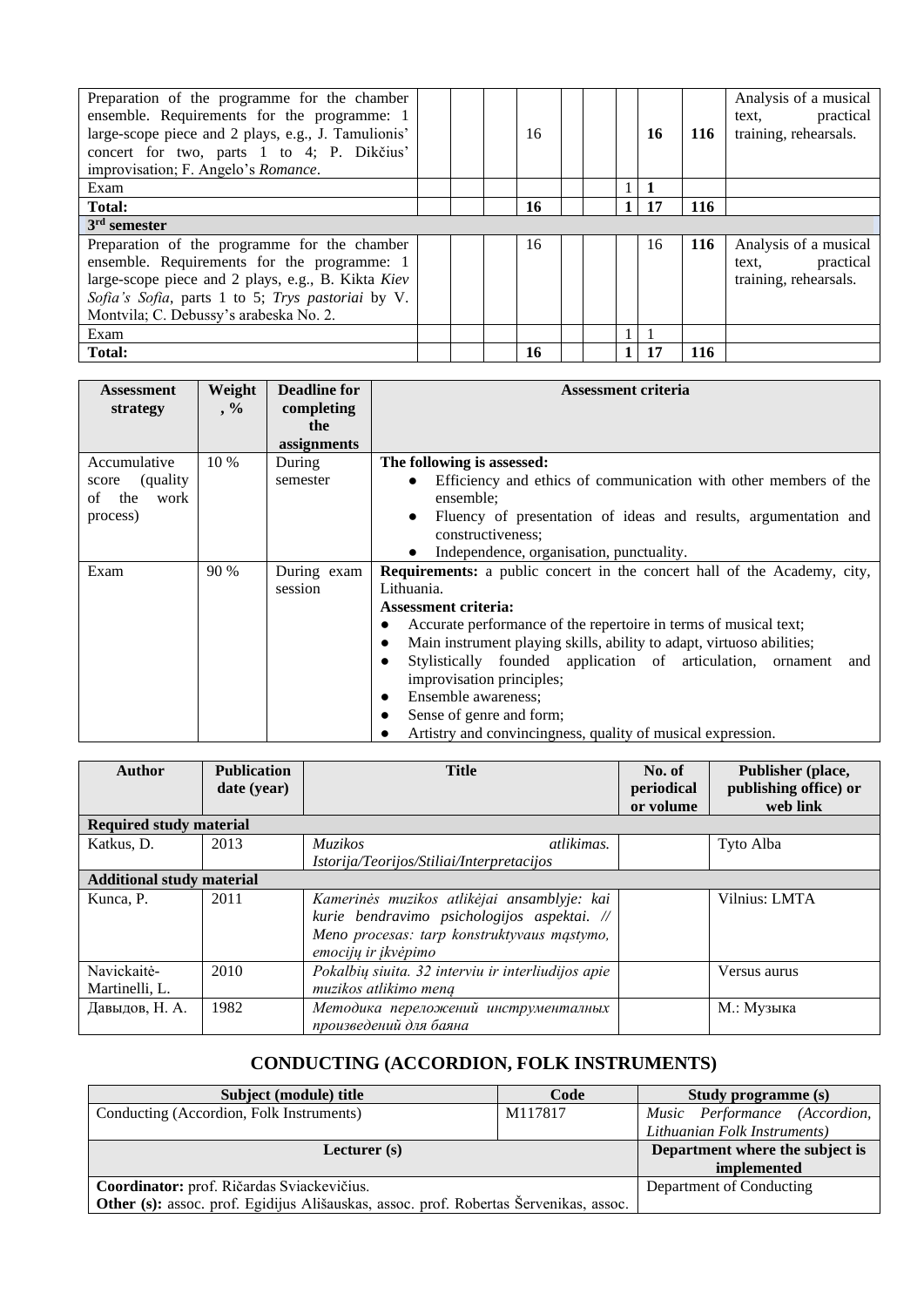| | | | | | | | | | | |
|---|---|---|---|---|---|---|---|---|---|---|
| Preparation of the programme for the chamber ensemble. Requirements for the programme: 1 large-scope piece and 2 plays, e.g., J. Tamulionis' concert for two, parts 1 to 4; P. Dikčius' improvisation; F. Angelo's *Romance*. | | | | 16 | | | | **16** | **116** | Analysis of a musical text, practical training, rehearsals. |
| Exam | | | | | | | 1 | **1** | | |
| **Total:** | | | | **16** | | | **1** | **17** | **116** | |
| **3rd semester** | | | | | | | | | | |
| Preparation of the programme for the chamber ensemble. Requirements for the programme: 1 large-scope piece and 2 plays, e.g., B. Kikta *Kiev Sofia's Sofia*, parts 1 to 5; *Trys pastoriai* by V. Montvila; C. Debussy's arabeska No. 2. | | | | 16 | | | | 16 | **116** | Analysis of a musical text, practical training, rehearsals. |
| Exam | | | | | | | 1 | 1 | | |
| **Total:** | | | | **16** | | | **1** | **17** | **116** | |

| Assessment strategy | Weight, % | Deadline for completing the assignments | Assessment criteria |
|---|---|---|---|
| Accumulative score (quality of the work process) | 10 % | During semester | **The following is assessed:**<br>● Efficiency and ethics of communication with other members of the ensemble;<br>● Fluency of presentation of ideas and results, argumentation and constructiveness;<br>● Independence, organisation, punctuality. |
| Exam | 90 % | During exam session | **Requirements:** a public concert in the concert hall of the Academy, city, Lithuania.<br>**Assessment criteria:**<br>● Accurate performance of the repertoire in terms of musical text;<br>● Main instrument playing skills, ability to adapt, virtuoso abilities;<br>● Stylistically founded application of articulation, ornament and improvisation principles;<br>● Ensemble awareness;<br>● Sense of genre and form;<br>● Artistry and convincingness, quality of musical expression. |

| Author | Publication date (year) | Title | No. of periodical or volume | Publisher (place, publishing office) or web link |
|---|---|---|---|---|
| **Required study material** | | | | |
| Katkus, D. | 2013 | *Muzikos atlikimas. Istorija/Teorijos/Stiliai/Interpretacijos* | | Tyto Alba |
| **Additional study material** | | | | |
| Kunca, P. | 2011 | *Kamerinės muzikos atlikėjai ansamblyje: kai kurie bendravimo psichologijos aspektai. // Meno procesas: tarp konstruktyvaus mąstymo, emocijų ir įkvėpimo* | | Vilnius: LMTA |
| Navickaitė-Martinelli, L. | 2010 | *Pokalbių siuita. 32 interviu ir interliudijos apie muzikos atlikimo meną* | | Versus aurus |
| Давыдов, Н. А. | 1982 | *Методика переложений инструменталных произведений для баяна* | | М.: Музыка |

## CONDUCTING (ACCORDION, FOLK INSTRUMENTS)

| Subject (module) title | Code | Study programme (s) |
|---|---|---|
| Conducting (Accordion, Folk Instruments) | M117817 | *Music Performance (Accordion, Lithuanian Folk Instruments)* |
| **Lecturer (s)** | | **Department where the subject is implemented** |
| **Coordinator:** prof. Ričardas Sviackevičius.<br>**Other (s):** assoc. prof. Egidijus Ališauskas, assoc. prof. Robertas Šervenikas, assoc. | | Department of Conducting |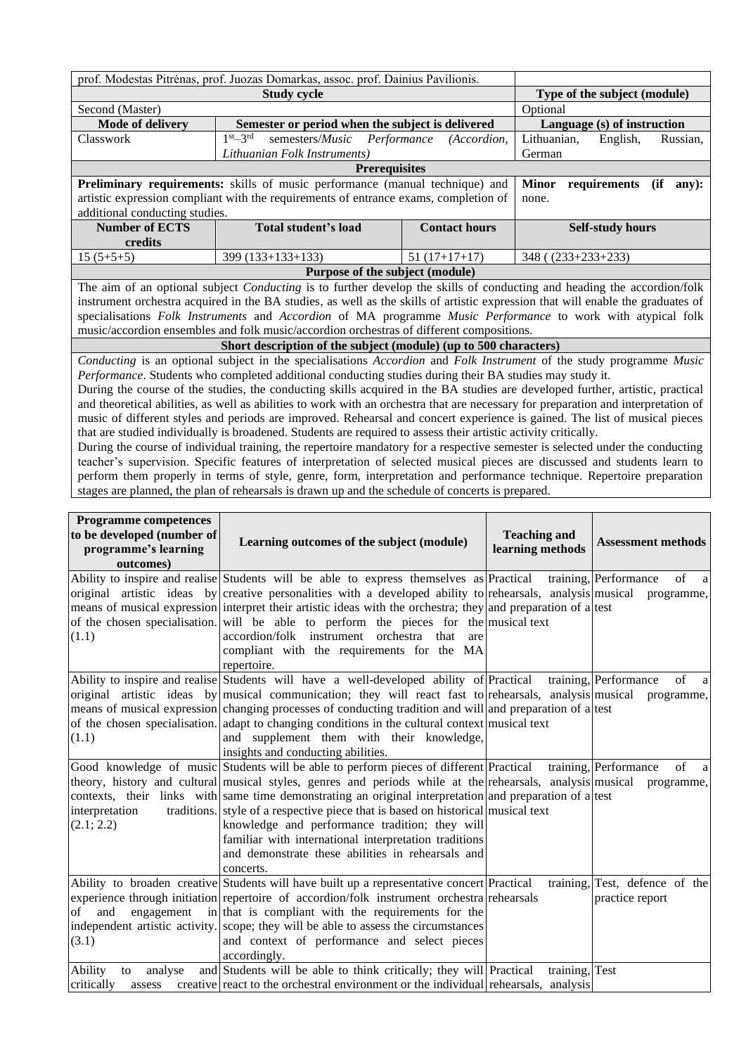| prof. Modestas Pitrėnas, prof. Juozas Domarkas, assoc. prof. Dainius Pavilionis. | | | |
|---|---|---|---|
| **Study cycle** | | | **Type of the subject (module)** |
| Second (Master) | | | Optional |
| **Mode of delivery** | **Semester or period when the subject is delivered** | | **Language (s) of instruction** |
| Classwork | $1^{st}$–$3^{rd}$ semesters/*Music Performance (Accordion, Lithuanian Folk Instruments)* | | Lithuanian, English, Russian, German |
| **Prerequisites** | | | |
| **Preliminary requirements:** skills of music performance (manual technique) and artistic expression compliant with the requirements of entrance exams, completion of additional conducting studies. | | | **Minor requirements (if any):** none. |
| **Number of ECTS credits** | **Total student's load** | **Contact hours** | **Self-study hours** |
| 15 (5+5+5) | 399 (133+133+133) | 51 (17+17+17) | 348 ( (233+233+233) |
| **Purpose of the subject (module)** | | | |
| The aim of an optional subject *Conducting* is to further develop the skills of conducting and heading the accordion/folk instrument orchestra acquired in the BA studies, as well as the skills of artistic expression that will enable the graduates of specialisations *Folk Instruments* and *Accordion* of MA programme *Music Performance* to work with atypical folk music/accordion ensembles and folk music/accordion orchestras of different compositions. | | | |
| **Short description of the subject (module) (up to 500 characters)** | | | |
| *Conducting* is an optional subject in the specialisations *Accordion* and *Folk Instrument* of the study programme *Music Performance*. Students who completed additional conducting studies during their BA studies may study it. During the course of the studies, the conducting skills acquired in the BA studies are developed further, artistic, practical and theoretical abilities, as well as abilities to work with an orchestra that are necessary for preparation and interpretation of music of different styles and periods are improved. Rehearsal and concert experience is gained. The list of musical pieces that are studied individually is broadened. Students are required to assess their artistic activity critically. During the course of individual training, the repertoire mandatory for a respective semester is selected under the conducting teacher's supervision. Specific features of interpretation of selected musical pieces are discussed and students learn to perform them properly in terms of style, genre, form, interpretation and performance technique. Repertoire preparation stages are planned, the plan of rehearsals is drawn up and the schedule of concerts is prepared. | | | |

| Programme competences to be developed (number of programme's learning outcomes) | Learning outcomes of the subject (module) | Teaching and learning methods | Assessment methods |
|---|---|---|---|
| Ability to inspire and realise original artistic ideas by means of musical expression of the chosen specialisation. (1.1) | Students will be able to express themselves as creative personalities with a developed ability to interpret their artistic ideas with the orchestra; they will be able to perform the pieces for the accordion/folk instrument orchestra that are compliant with the requirements for the MA repertoire. | Practical training, rehearsals, analysis and preparation of a musical text | Performance of a musical programme, test |
| Ability to inspire and realise original artistic ideas by means of musical expression of the chosen specialisation. (1.1) | Students will have a well-developed ability of musical communication; they will react fast to changing processes of conducting tradition and will adapt to changing conditions in the cultural context and supplement them with their knowledge, insights and conducting abilities. | Practical training, rehearsals, analysis and preparation of a musical text | Performance of a musical programme, test |
| Good knowledge of music theory, history and cultural contexts, their links with interpretation traditions. (2.1; 2.2) | Students will be able to perform pieces of different musical styles, genres and periods while at the same time demonstrating an original interpretation style of a respective piece that is based on historical knowledge and performance tradition; they will familiar with international interpretation traditions and demonstrate these abilities in rehearsals and concerts. | Practical training, rehearsals, analysis and preparation of a musical text | Performance of a musical programme, test |
| Ability to broaden creative experience through initiation of and engagement in independent artistic activity. (3.1) | Students will have built up a representative concert repertoire of accordion/folk instrument orchestra that is compliant with the requirements for the scope; they will be able to assess the circumstances and context of performance and select pieces accordingly. | Practical training, rehearsals | Test, defence of the practice report |
| Ability to analyse and critically assess creative | Students will be able to think critically; they will react to the orchestral environment or the individual | Practical training, rehearsals, analysis | Test |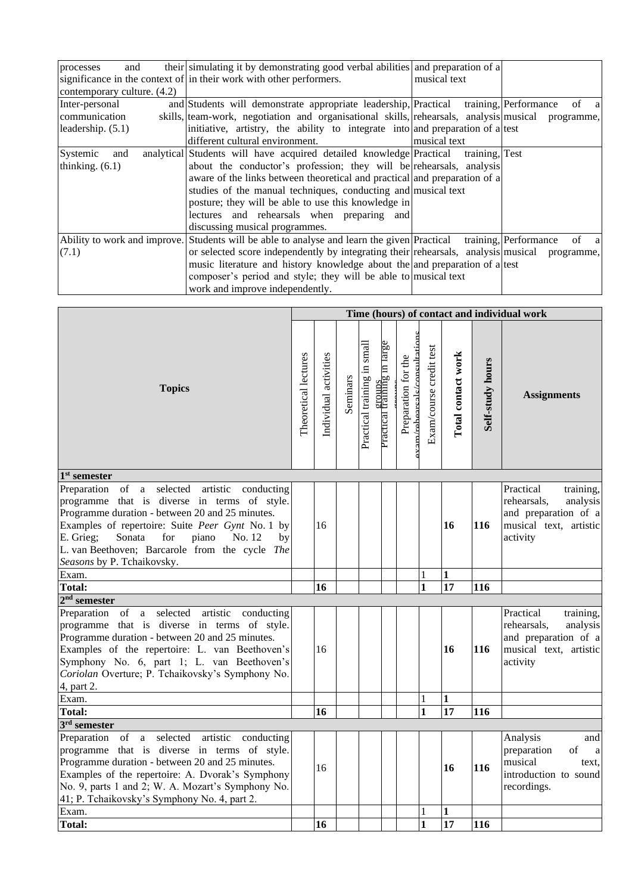| | | | |
|---|---|---|---|
| processes and their significance in the context of contemporary culture. (4.2) | simulating it by demonstrating good verbal abilities in their work with other performers. | and preparation of a musical text | |
| Inter-personal and communication skills, leadership. (5.1) | Students will demonstrate appropriate leadership, team-work, negotiation and organisational skills, initiative, artistry, the ability to integrate into different cultural environment. | Practical training, rehearsals, analysis and preparation of a musical text | Performance of a musical programme, test |
| Systemic and analytical thinking. (6.1) | Students will have acquired detailed knowledge about the conductor's profession; they will be aware of the links between theoretical and practical studies of the manual techniques, conducting and posture; they will be able to use this knowledge in lectures and rehearsals when preparing and discussing musical programmes. | Practical training, rehearsals, analysis and preparation of a musical text | Test |
| Ability to work and improve. (7.1) | Students will be able to analyse and learn the given or selected score independently by integrating their music literature and history knowledge about the composer's period and style; they will be able to work and improve independently. | Practical training, rehearsals, analysis and preparation of a musical text | Performance of a musical programme, test |

| Topics | Time (hours) of contact and individual work | | | | | | | | | Assignments |
|---|---|---|---|---|---|---|---|---|---|---|
| | Theoretical lectures | Individual activities | Seminars | Practical training in small groups | Practical training in large groups | Preparation for the exam/rehearsals/consultations | Exam/course credit test | **Total contact work** | **Self-study hours** | |
| **1st semester** | | | | | | | | | | |
| Preparation of a selected artistic conducting programme that is diverse in terms of style. Programme duration - between 20 and 25 minutes. Examples of repertoire: Suite *Peer Gynt* No. 1 by E. Grieg; Sonata for piano No. 12 by L. van Beethoven; Barcarole from the cycle *The Seasons* by P. Tchaikovsky. | | 16 | | | | | | **16** | **116** | Practical training, rehearsals, analysis and preparation of a musical text, artistic activity |
| Exam. | | | | | | | 1 | **1** | | |
| **Total:** | | **16** | | | | | **1** | **17** | **116** | |
| **2nd semester** | | | | | | | | | | |
| Preparation of a selected artistic conducting programme that is diverse in terms of style. Programme duration - between 20 and 25 minutes. Examples of the repertoire: L. van Beethoven's Symphony No. 6, part 1; L. van Beethoven's *Coriolan* Overture; P. Tchaikovsky's Symphony No. 4, part 2. | | 16 | | | | | | **16** | **116** | Practical training, rehearsals, analysis and preparation of a musical text, artistic activity |
| Exam. | | | | | | | 1 | **1** | | |
| **Total:** | | **16** | | | | | **1** | **17** | **116** | |
| **3rd semester** | | | | | | | | | | |
| Preparation of a selected artistic conducting programme that is diverse in terms of style. Programme duration - between 20 and 25 minutes. Examples of the repertoire: A. Dvorak's Symphony No. 9, parts 1 and 2; W. A. Mozart's Symphony No. 41; P. Tchaikovsky's Symphony No. 4, part 2. | | 16 | | | | | | **16** | **116** | Analysis and preparation of a musical text, introduction to sound recordings. |
| Exam. | | | | | | | 1 | **1** | | |
| **Total:** | | **16** | | | | | **1** | **17** | **116** | |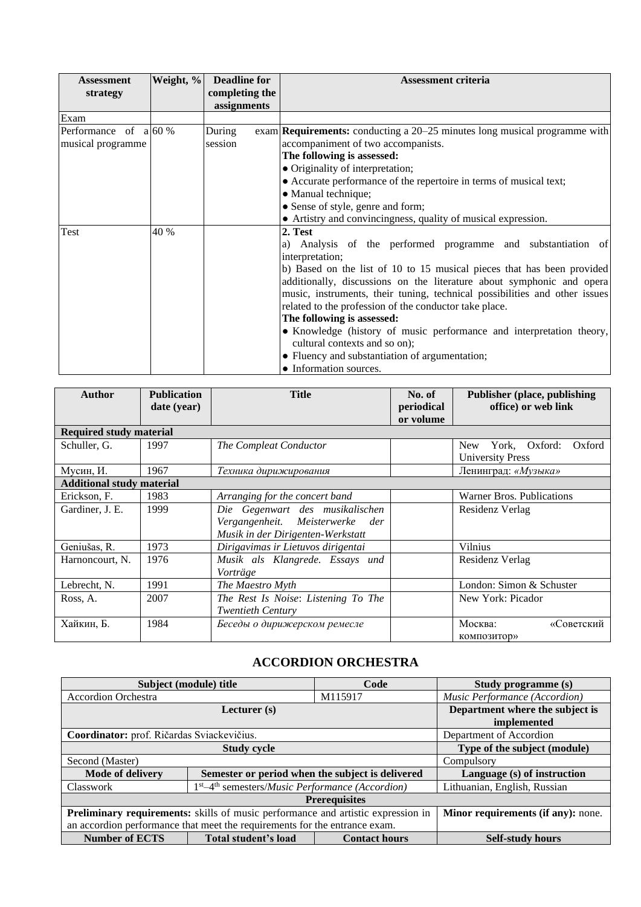| Assessment strategy | Weight, % | Deadline for completing the assignments | Assessment criteria |
|---|---|---|---|
| Exam | | | |
| Performance of a musical programme | 60 % | During exam session | **Requirements:** conducting a 20–25 minutes long musical programme with accompaniment of two accompanists. **The following is assessed:** ● Originality of interpretation; ● Accurate performance of the repertoire in terms of musical text; ● Manual technique; ● Sense of style, genre and form; ● Artistry and convincingness, quality of musical expression. |
| Test | 40 % | | **2. Test** a) Analysis of the performed programme and substantiation of interpretation; b) Based on the list of 10 to 15 musical pieces that has been provided additionally, discussions on the literature about symphonic and opera music, instruments, their tuning, technical possibilities and other issues related to the profession of the conductor take place. **The following is assessed:** ● Knowledge (history of music performance and interpretation theory, cultural contexts and so on); ● Fluency and substantiation of argumentation; ● Information sources. |

| Author | Publication date (year) | Title | No. of periodical or volume | Publisher (place, publishing office) or web link |
|---|---|---|---|---|
| **Required study material** | | | | |
| Schuller, G. | 1997 | *The Compleat Conductor* | | New York, Oxford: Oxford University Press |
| Мусин, И. | 1967 | *Техника дирижирования* | | Ленинград: *«Музыка»* |
| **Additional study material** | | | | |
| Erickson, F. | 1983 | *Arranging for the concert band* | | Warner Bros. Publications |
| Gardiner, J. E. | 1999 | *Die Gegenwart des musikalischen Vergangenheit. Meisterwerke der Musik in der Dirigenten-Werkstatt* | | Residenz Verlag |
| Geniušas, R. | 1973 | *Dirigavimas ir Lietuvos dirigentai* | | Vilnius |
| Harnoncourt, N. | 1976 | *Musik als Klangrede. Essays und Vorträge* | | Residenz Verlag |
| Lebrecht, N. | 1991 | *The Maestro Myth* | | London: Simon & Schuster |
| Ross, A. | 2007 | *The Rest Is Noise: Listening To The Twentieth Century* | | New York: Picador |
| Хайкин, Б. | 1984 | *Беседы о дирижерском ремесле* | | Москва: «Советский композитор» |

## ACCORDION ORCHESTRA

| Subject (module) title | | Code | Study programme (s) |
|---|---|---|---|
| Accordion Orchestra | | M115917 | *Music Performance (Accordion)* |
| **Lecturer (s)** | | | **Department where the subject is implemented** |
| **Coordinator:** prof. Ričardas Sviackevičius. | | | Department of Accordion |
| **Study cycle** | | | **Type of the subject (module)** |
| Second (Master) | | | Compulsory |
| **Mode of delivery** | **Semester or period when the subject is delivered** | | **Language (s) of instruction** |
| Classwork | 1st–4th semesters/*Music Performance (Accordion)* | | Lithuanian, English, Russian |
| **Prerequisites** | | | |
| **Preliminary requirements:** skills of music performance and artistic expression in an accordion performance that meet the requirements for the entrance exam. | | | **Minor requirements (if any):** none. |
| **Number of ECTS** | **Total student's load** | **Contact hours** | **Self-study hours** |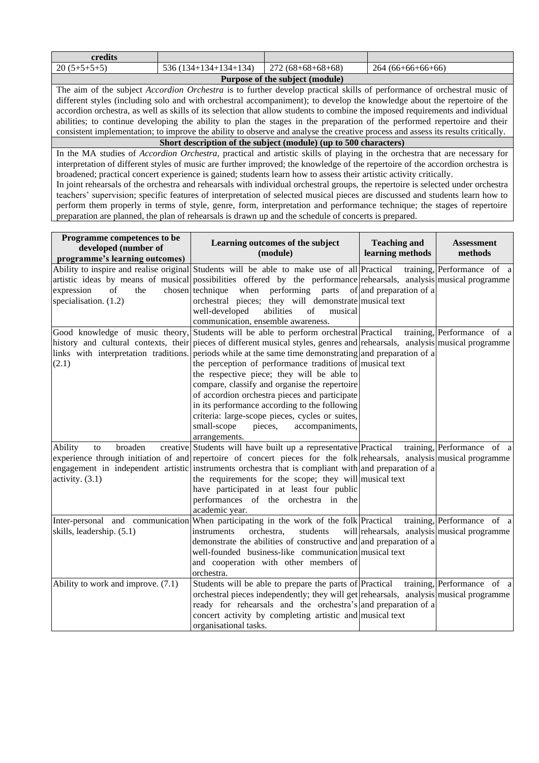| credits | | | |
|---|---|---|---|
| 20 (5+5+5+5) | 536 (134+134+134+134) | 272 (68+68+68+68) | 264 (66+66+66+66) |

**Purpose of the subject (module)**

The aim of the subject *Accordion Orchestra* is to further develop practical skills of performance of orchestral music of different styles (including solo and with orchestral accompaniment); to develop the knowledge about the repertoire of the accordion orchestra, as well as skills of its selection that allow students to combine the imposed requirements and individual abilities; to continue developing the ability to plan the stages in the preparation of the performed repertoire and their consistent implementation; to improve the ability to observe and analyse the creative process and assess its results critically.

**Short description of the subject (module) (up to 500 characters)**

In the MA studies of *Accordion Orchestra*, practical and artistic skills of playing in the orchestra that are necessary for interpretation of different styles of music are further improved; the knowledge of the repertoire of the accordion orchestra is broadened; practical concert experience is gained; students learn how to assess their artistic activity critically.

In joint rehearsals of the orchestra and rehearsals with individual orchestral groups, the repertoire is selected under orchestra teachers' supervision; specific features of interpretation of selected musical pieces are discussed and students learn how to perform them properly in terms of style, genre, form, interpretation and performance technique; the stages of repertoire preparation are planned, the plan of rehearsals is drawn up and the schedule of concerts is prepared.

| Programme competences to be developed (number of programme's learning outcomes) | Learning outcomes of the subject (module) | Teaching and learning methods | Assessment methods |
|---|---|---|---|
| Ability to inspire and realise original artistic ideas by means of musical expression of the chosen specialisation. (1.2) | Students will be able to make use of all possibilities offered by the performance technique when performing parts of orchestral pieces; they will demonstrate well-developed abilities of musical communication, ensemble awareness. | Practical training, rehearsals, analysis and preparation of a musical text | Performance of a musical programme |
| Good knowledge of music theory, history and cultural contexts, their links with interpretation traditions. (2.1) | Students will be able to perform orchestral pieces of different musical styles, genres and periods while at the same time demonstrating the perception of performance traditions of the respective piece; they will be able to compare, classify and organise the repertoire of accordion orchestra pieces and participate in its performance according to the following criteria: large-scope pieces, cycles or suites, small-scope pieces, accompaniments, arrangements. | Practical training, rehearsals, analysis and preparation of a musical text | Performance of a musical programme |
| Ability to broaden creative experience through initiation of and engagement in independent artistic activity. (3.1) | Students will have built up a representative repertoire of concert pieces for the folk instruments orchestra that is compliant with the requirements for the scope; they will have participated in at least four public performances of the orchestra in the academic year. | Practical training, rehearsals, analysis and preparation of a musical text | Performance of a musical programme |
| Inter-personal and communication skills, leadership. (5.1) | When participating in the work of the folk instruments orchestra, students will demonstrate the abilities of constructive and well-founded business-like communication and cooperation with other members of orchestra. | Practical training, rehearsals, analysis and preparation of a musical text | Performance of a musical programme |
| Ability to work and improve. (7.1) | Students will be able to prepare the parts of orchestral pieces independently; they will get ready for rehearsals and the orchestra's concert activity by completing artistic and organisational tasks. | Practical training, rehearsals, analysis and preparation of a musical text | Performance of a musical programme |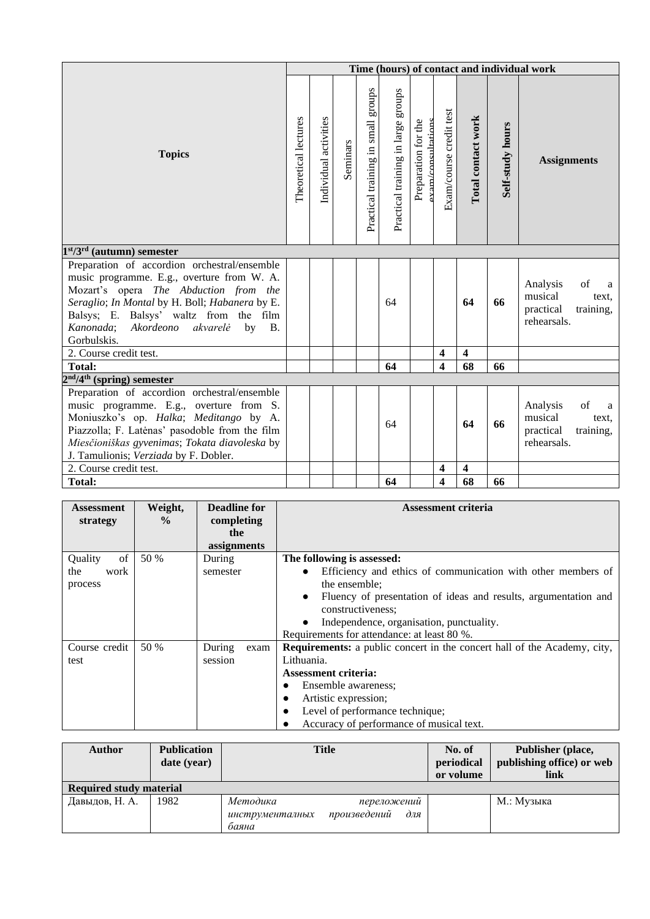| Topics | Time (hours) of contact and individual work | | | | | | | | | |
|---|---|---|---|---|---|---|---|---|---|---|
| | Theoretical lectures | Individual activities | Seminars | Practical training in small groups | Practical training in large groups | Preparation for the exam/consultations | Exam/course credit test | **Total contact work** | **Self-study hours** | **Assignments** |
| **1st/3rd (autumn) semester** | | | | | | | | | | |
| Preparation of accordion orchestral/ensemble music programme. E.g., overture from W. A. Mozart's opera *The Abduction from the Seraglio*; *In Montal* by H. Boll; *Habanera* by E. Balsys; E. Balsys' waltz from the film *Kanonada*; *Akordeono akvarelė* by B. Gorbulskis. | | | | | 64 | | | **64** | **66** | Analysis of a musical text, practical training, rehearsals. |
| 2. Course credit test. | | | | | | | **4** | **4** | | |
| **Total:** | | | | | **64** | | **4** | **68** | **66** | |
| **2nd/4th (spring) semester** | | | | | | | | | | |
| Preparation of accordion orchestral/ensemble music programme. E.g., overture from S. Moniuszko's op. *Halka*; *Meditango* by A. Piazzolla; F. Latėnas' pasodoble from the film *Miesčioniškas gyvenimas*; *Tokata diavoleska* by J. Tamulionis; *Verziada* by F. Dobler. | | | | | 64 | | | **64** | **66** | Analysis of a musical text, practical training, rehearsals. |
| 2. Course credit test. | | | | | | | **4** | **4** | | |
| **Total:** | | | | | **64** | | **4** | **68** | **66** | |

| Assessment strategy | Weight, % | Deadline for completing the assignments | Assessment criteria |
|---|---|---|---|
| Quality of the work process | 50 % | During semester | **The following is assessed:** <br>● Efficiency and ethics of communication with other members of the ensemble; <br>● Fluency of presentation of ideas and results, argumentation and constructiveness; <br>● Independence, organisation, punctuality. <br>Requirements for attendance: at least 80 %. |
| Course credit test | 50 % | During exam session | **Requirements:** a public concert in the concert hall of the Academy, city, Lithuania. <br>**Assessment criteria:** <br>● Ensemble awareness; <br>● Artistic expression; <br>● Level of performance technique; <br>● Accuracy of performance of musical text. |

| Author | Publication date (year) | Title | No. of periodical or volume | Publisher (place, publishing office) or web link |
|---|---|---|---|---|
| **Required study material** | | | | |
| Давыдов, Н. А. | 1982 | *Методика переложений инструменталных произведений для баяна* | | М.: Музыка |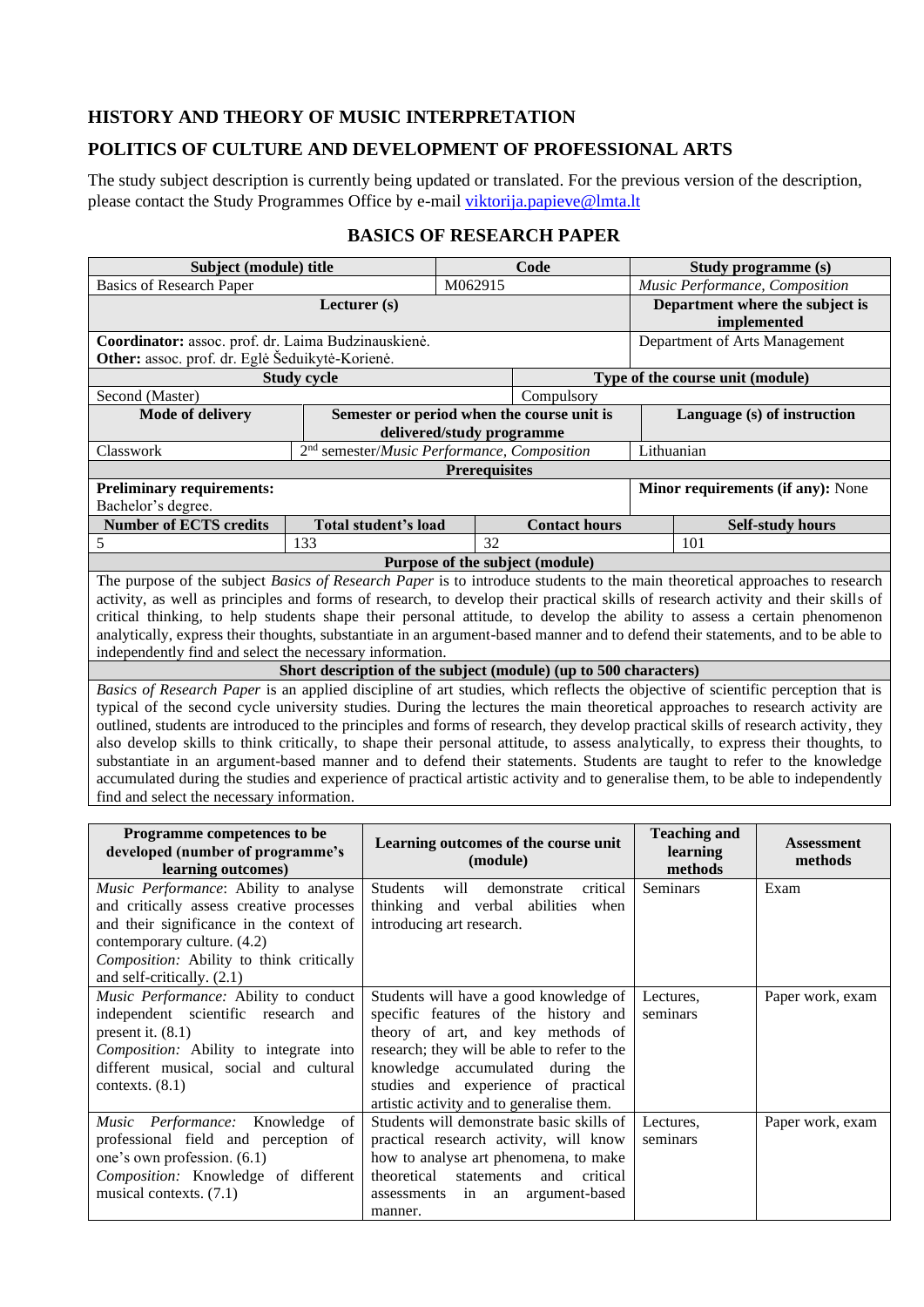## HISTORY AND THEORY OF MUSIC INTERPRETATION

## POLITICS OF CULTURE AND DEVELOPMENT OF PROFESSIONAL ARTS

The study subject description is currently being updated or translated. For the previous version of the description, please contact the Study Programmes Office by e-mail viktorija.papieve@lmta.lt

### BASICS OF RESEARCH PAPER

| Subject (module) title | | Code | | Study programme (s) | |
|---|---|---|---|---|---|
| Basics of Research Paper | | M062915 | | *Music Performance, Composition* | |
| **Lecturer (s)** | | | | **Department where the subject is implemented** | |
| **Coordinator:** assoc. prof. dr. Laima Budzinauskienė.<br>**Other:** assoc. prof. dr. Eglė Šeduikytė-Korienė. | | | | Department of Arts Management | |
| **Study cycle** | | | **Type of the course unit (module)** | | |
| Second (Master) | | | Compulsory | | |
| **Mode of delivery** | **Semester or period when the course unit is delivered/study programme** | | | **Language (s) of instruction** | |
| Classwork | 2nd semester/*Music Performance, Composition* | | | Lithuanian | |
| **Prerequisites** | | | | | |
| **Preliminary requirements:**<br>Bachelor's degree. | | | | **Minor requirements (if any):** None | |
| **Number of ECTS credits** | **Total student's load** | | **Contact hours** | | **Self-study hours** |
| 5 | 133 | | 32 | | 101 |
| **Purpose of the subject (module)** | | | | | |
| The purpose of the subject *Basics of Research Paper* is to introduce students to the main theoretical approaches to research activity, as well as principles and forms of research, to develop their practical skills of research activity and their skills of critical thinking, to help students shape their personal attitude, to develop the ability to assess a certain phenomenon analytically, express their thoughts, substantiate in an argument-based manner and to defend their statements, and to be able to independently find and select the necessary information. | | | | | |
| **Short description of the subject (module) (up to 500 characters)** | | | | | |
| *Basics of Research Paper* is an applied discipline of art studies, which reflects the objective of scientific perception that is typical of the second cycle university studies. During the lectures the main theoretical approaches to research activity are outlined, students are introduced to the principles and forms of research, they develop practical skills of research activity, they also develop skills to think critically, to shape their personal attitude, to assess analytically, to express their thoughts, to substantiate in an argument-based manner and to defend their statements. Students are taught to refer to the knowledge accumulated during the studies and experience of practical artistic activity and to generalise them, to be able to independently find and select the necessary information. | | | | | |

| Programme competences to be developed (number of programme's learning outcomes) | Learning outcomes of the course unit (module) | Teaching and learning methods | Assessment methods |
|---|---|---|---|
| *Music Performance*: Ability to analyse and critically assess creative processes and their significance in the context of contemporary culture. (4.2)<br>*Composition:* Ability to think critically and self-critically. (2.1) | Students will demonstrate critical thinking and verbal abilities when introducing art research. | Seminars | Exam |
| *Music Performance:* Ability to conduct independent scientific research and present it. (8.1)<br>*Composition:* Ability to integrate into different musical, social and cultural contexts. (8.1) | Students will have a good knowledge of specific features of the history and theory of art, and key methods of research; they will be able to refer to the knowledge accumulated during the studies and experience of practical artistic activity and to generalise them. | Lectures, seminars | Paper work, exam |
| *Music Performance:* Knowledge of professional field and perception of one's own profession. (6.1)<br>*Composition:* Knowledge of different musical contexts. (7.1) | Students will demonstrate basic skills of practical research activity, will know how to analyse art phenomena, to make theoretical statements and critical assessments in an argument-based manner. | Lectures, seminars | Paper work, exam |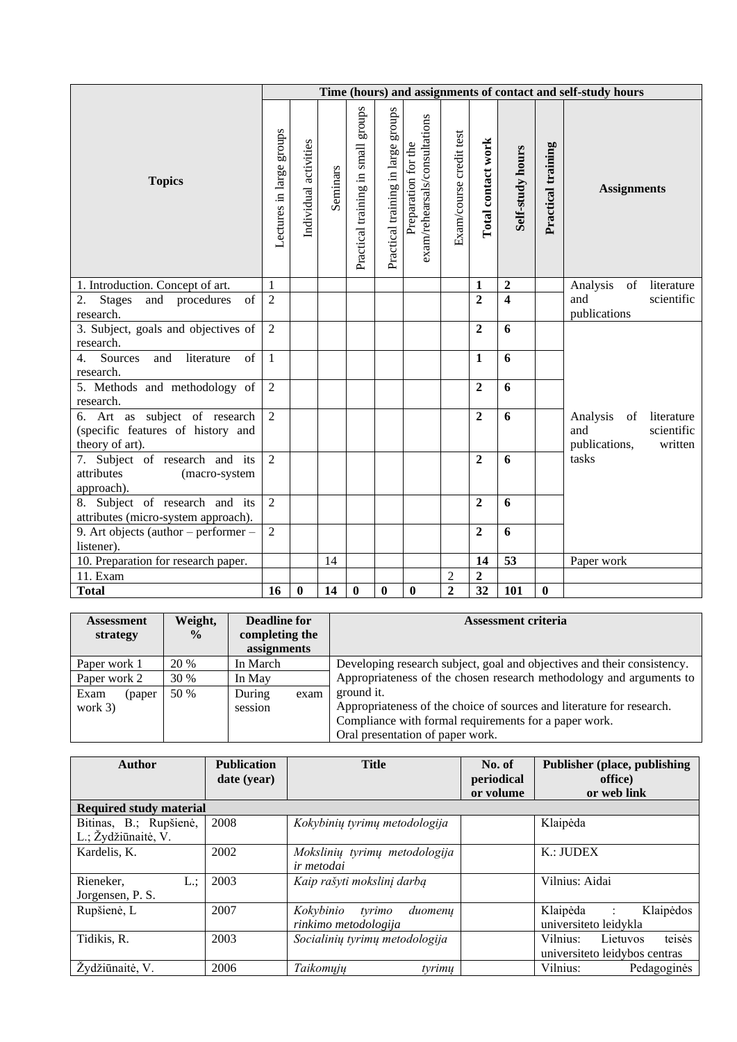| Topics | Time (hours) and assignments of contact and self-study hours | | | | | | | | | | |
|---|---|---|---|---|---|---|---|---|---|---|---|
| | Lectures in large groups | Individual activities | Seminars | Practical training in small groups | Practical training in large groups | Preparation for the exam/rehearsals/consultations | Exam/course credit test | **Total contact work** | **Self-study hours** | **Practical training** | **Assignments** |
| 1. Introduction. Concept of art. | 1 | | | | | | | **1** | **2** | | Analysis of literature and scientific publications |
| 2. Stages and procedures of research. | 2 | | | | | | | **2** | **4** | | |
| 3. Subject, goals and objectives of research. | 2 | | | | | | | **2** | **6** | | Analysis of literature and scientific publications, written tasks |
| 4. Sources and literature of research. | 1 | | | | | | | **1** | **6** | | |
| 5. Methods and methodology of research. | 2 | | | | | | | **2** | **6** | | |
| 6. Art as subject of research (specific features of history and theory of art). | 2 | | | | | | | **2** | **6** | | |
| 7. Subject of research and its attributes (macro-system approach). | 2 | | | | | | | **2** | **6** | | |
| 8. Subject of research and its attributes (micro-system approach). | 2 | | | | | | | **2** | **6** | | |
| 9. Art objects (author – performer – listener). | 2 | | | | | | | **2** | **6** | | |
| 10. Preparation for research paper. | | | 14 | | | | | **14** | **53** | | Paper work |
| 11. Exam | | | | | | | 2 | **2** | | | |
| **Total** | **16** | **0** | **14** | **0** | **0** | **0** | **2** | **32** | **101** | **0** | |

| Assessment strategy | Weight, % | Deadline for completing the assignments | Assessment criteria |
|---|---|---|---|
| Paper work 1 | 20 % | In March | Developing research subject, goal and objectives and their consistency.<br>Appropriateness of the chosen research methodology and arguments to ground it.<br>Appropriateness of the choice of sources and literature for research.<br>Compliance with formal requirements for a paper work.<br>Oral presentation of paper work. |
| Paper work 2 | 30 % | In May | |
| Exam (paper work 3) | 50 % | During exam session | |

| Author | Publication date (year) | Title | No. of periodical or volume | Publisher (place, publishing office) or web link |
|---|---|---|---|---|
| **Required study material** | | | | |
| Bitinas, B.; Rupšienė, L.; Žydžiūnaitė, V. | 2008 | *Kokybinių tyrimų metodologija* | | Klaipėda |
| Kardelis, K. | 2002 | *Mokslinių tyrimų metodologija ir metodai* | | K.: JUDEX |
| Rieneker, L.; Jorgensen, P. S. | 2003 | *Kaip rašyti mokslinį darbą* | | Vilnius: Aidai |
| Rupšienė, L | 2007 | *Kokybinio tyrimo duomenų rinkimo metodologija* | | Klaipėda : Klaipėdos universiteto leidykla |
| Tidikis, R. | 2003 | *Socialinių tyrimų metodologija* | | Vilnius: Lietuvos teisės universiteto leidybos centras |
| Žydžiūnaitė, V. | 2006 | *Taikomųjų tyrimų* | | Vilnius: Pedagoginės |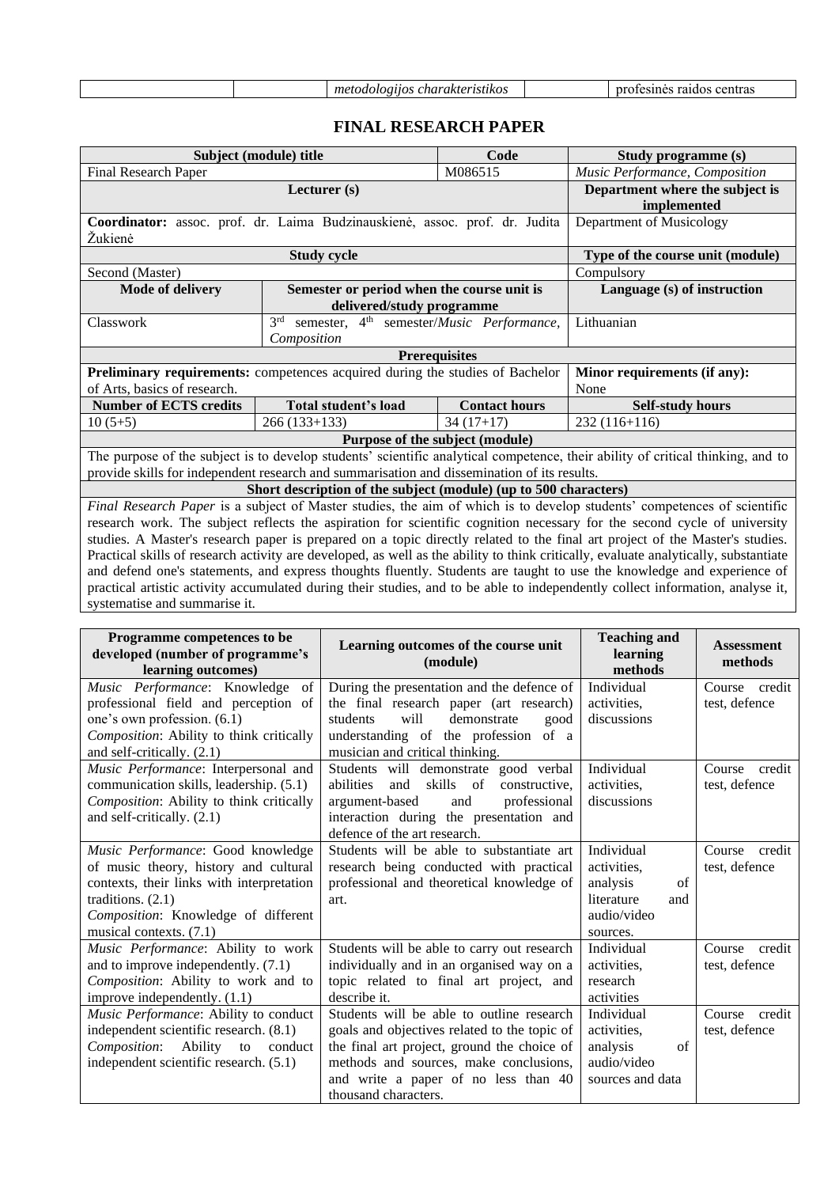| | | *metodologijos charakteristikos* | | profesinės raidos centras |
|---|---|---|---|---|

## FINAL RESEARCH PAPER

| Subject (module) title | | Code | Study programme (s) |
|---|---|---|---|
| Final Research Paper | | M086515 | *Music Performance, Composition* |
| **Lecturer (s)** | | | **Department where the subject is implemented** |
| **Coordinator:** assoc. prof. dr. Laima Budzinauskienė, assoc. prof. dr. Judita Žukienė | | | Department of Musicology |
| **Study cycle** | | | **Type of the course unit (module)** |
| Second (Master) | | | Compulsory |
| **Mode of delivery** | **Semester or period when the course unit is delivered/study programme** | | **Language (s) of instruction** |
| Classwork | 3rd semester, 4th semester/*Music Performance, Composition* | | Lithuanian |
| **Prerequisites** | | | |
| **Preliminary requirements:** competences acquired during the studies of Bachelor of Arts, basics of research. | | | **Minor requirements (if any):** None |
| **Number of ECTS credits** | **Total student's load** | **Contact hours** | **Self-study hours** |
| 10 (5+5) | 266 (133+133) | 34 (17+17) | 232 (116+116) |
| **Purpose of the subject (module)** | | | |
| The purpose of the subject is to develop students' scientific analytical competence, their ability of critical thinking, and to provide skills for independent research and summarisation and dissemination of its results. | | | |
| **Short description of the subject (module) (up to 500 characters)** | | | |
| *Final Research Paper* is a subject of Master studies, the aim of which is to develop students' competences of scientific research work. The subject reflects the aspiration for scientific cognition necessary for the second cycle of university studies. A Master's research paper is prepared on a topic directly related to the final art project of the Master's studies. Practical skills of research activity are developed, as well as the ability to think critically, evaluate analytically, substantiate and defend one's statements, and express thoughts fluently. Students are taught to use the knowledge and experience of practical artistic activity accumulated during their studies, and to be able to independently collect information, analyse it, systematise and summarise it. | | | |

| Programme competences to be developed (number of programme's learning outcomes) | Learning outcomes of the course unit (module) | Teaching and learning methods | Assessment methods |
|---|---|---|---|
| *Music Performance*: Knowledge of professional field and perception of one's own profession. (6.1) *Composition*: Ability to think critically and self-critically. (2.1) | During the presentation and the defence of the final research paper (art research) students will demonstrate good understanding of the profession of a musician and critical thinking. | Individual activities, discussions | Course credit test, defence |
| *Music Performance*: Interpersonal and communication skills, leadership. (5.1) *Composition*: Ability to think critically and self-critically. (2.1) | Students will demonstrate good verbal abilities and skills of constructive, argument-based and professional interaction during the presentation and defence of the art research. | Individual activities, discussions | Course credit test, defence |
| *Music Performance*: Good knowledge of music theory, history and cultural contexts, their links with interpretation traditions. (2.1) *Composition*: Knowledge of different musical contexts. (7.1) | Students will be able to substantiate art research being conducted with practical professional and theoretical knowledge of art. | Individual activities, analysis of literature and audio/video sources. | Course credit test, defence |
| *Music Performance*: Ability to work and to improve independently. (7.1) *Composition*: Ability to work and to improve independently. (1.1) | Students will be able to carry out research individually and in an organised way on a topic related to final art project, and describe it. | Individual activities, research activities | Course credit test, defence |
| *Music Performance*: Ability to conduct independent scientific research. (8.1) *Composition*: Ability to conduct independent scientific research. (5.1) | Students will be able to outline research goals and objectives related to the topic of the final art project, ground the choice of methods and sources, make conclusions, and write a paper of no less than 40 thousand characters. | Individual activities, analysis of audio/video sources and data | Course credit test, defence |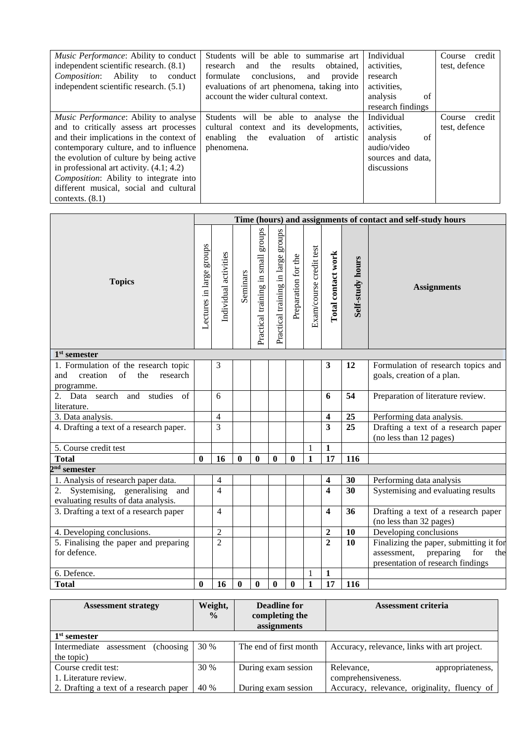| | | | |
|---|---|---|---|
| *Music Performance*: Ability to conduct independent scientific research. (8.1) *Composition*: Ability to conduct independent scientific research. (5.1) | Students will be able to summarise art research and the results obtained, formulate conclusions, and provide evaluations of art phenomena, taking into account the wider cultural context. | Individual activities, research activities, analysis of research findings | Course credit test, defence |
| *Music Performance*: Ability to analyse and to critically assess art processes and their implications in the context of contemporary culture, and to influence the evolution of culture by being active in professional art activity. (4.1; 4.2) *Composition*: Ability to integrate into different musical, social and cultural contexts. (8.1) | Students will be able to analyse the cultural context and its developments, enabling the evaluation of artistic phenomena. | Individual activities, analysis of audio/video sources and data, discussions | Course credit test, defence |

| Topics | Time (hours) and assignments of contact and self-study hours | | | | | | | | | |
|---|---|---|---|---|---|---|---|---|---|---|
| | Lectures in large groups | Individual activities | Seminars | Practical training in small groups | Practical training in large groups | Preparation for the | Exam/course credit test | **Total contact work** | **Self-study hours** | **Assignments** |
| **1st semester** | | | | | | | | | | |
| 1. Formulation of the research topic and creation of the research programme. | | 3 | | | | | | **3** | **12** | Formulation of research topics and goals, creation of a plan. |
| 2. Data search and studies of literature. | | 6 | | | | | | **6** | **54** | Preparation of literature review. |
| 3. Data analysis. | | 4 | | | | | | **4** | **25** | Performing data analysis. |
| 4. Drafting a text of a research paper. | | 3 | | | | | | **3** | **25** | Drafting a text of a research paper (no less than 12 pages) |
| 5. Course credit test | | | | | | | 1 | **1** | | |
| **Total** | **0** | **16** | **0** | **0** | **0** | **0** | **1** | **17** | **116** | |
| **2nd semester** | | | | | | | | | | |
| 1. Analysis of research paper data. | | 4 | | | | | | **4** | **30** | Performing data analysis |
| 2. Systemising, generalising and evaluating results of data analysis. | | 4 | | | | | | **4** | **30** | Systemising and evaluating results |
| 3. Drafting a text of a research paper | | 4 | | | | | | **4** | **36** | Drafting a text of a research paper (no less than 32 pages) |
| 4. Developing conclusions. | | 2 | | | | | | **2** | **10** | Developing conclusions |
| 5. Finalising the paper and preparing for defence. | | 2 | | | | | | **2** | **10** | Finalizing the paper, submitting it for assessment, preparing for the presentation of research findings |
| 6. Defence. | | | | | | | 1 | **1** | | |
| **Total** | **0** | **16** | **0** | **0** | **0** | **0** | **1** | **17** | **116** | |

| Assessment strategy | Weight, % | Deadline for completing the assignments | Assessment criteria |
|---|---|---|---|
| **1st semester** | | | |
| Intermediate assessment (choosing the topic) | 30 % | The end of first month | Accuracy, relevance, links with art project. |
| Course credit test:<br>1. Literature review. | 30 % | During exam session | Relevance, appropriateness, comprehensiveness. |
| 2. Drafting a text of a research paper | 40 % | During exam session | Accuracy, relevance, originality, fluency of |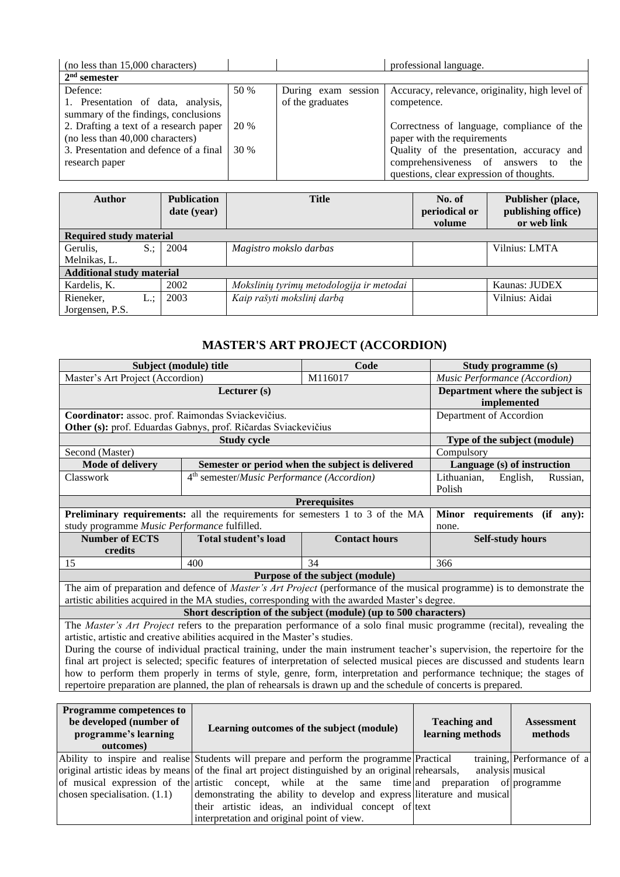| | | | |
|---|---|---|---|
| (no less than 15,000 characters) | | | professional language. |
| **2nd semester** | | | |
| Defence:<br>1. Presentation of data, analysis, summary of the findings, conclusions | 50 % | During exam session of the graduates | Accuracy, relevance, originality, high level of competence. |
| 2. Drafting a text of a research paper (no less than 40,000 characters) | 20 % | | Correctness of language, compliance of the paper with the requirements |
| 3. Presentation and defence of a final research paper | 30 % | | Quality of the presentation, accuracy and comprehensiveness of answers to the questions, clear expression of thoughts. |

| Author | Publication date (year) | Title | No. of periodical or volume | Publisher (place, publishing office) or web link |
|---|---|---|---|---|
| **Required study material** | | | | |
| Gerulis, S.; Melnikas, L. | 2004 | *Magistro mokslo darbas* | | Vilnius: LMTA |
| **Additional study material** | | | | |
| Kardelis, K. | 2002 | *Mokslinių tyrimų metodologija ir metodai* | | Kaunas: JUDEX |
| Rieneker, L.; Jorgensen, P.S. | 2003 | *Kaip rašyti mokslinį darbą* | | Vilnius: Aidai |

## MASTER'S ART PROJECT (ACCORDION)

| Subject (module) title | | Code | Study programme (s) |
|---|---|---|---|
| Master's Art Project (Accordion) | | M116017 | *Music Performance (Accordion)* |
| **Lecturer (s)** | | | **Department where the subject is implemented** |
| **Coordinator:** assoc. prof. Raimondas Sviackevičius.<br>**Other (s):** prof. Eduardas Gabnys, prof. Ričardas Sviackevičius | | | Department of Accordion |
| **Study cycle** | | | **Type of the subject (module)** |
| Second (Master) | | | Compulsory |
| **Mode of delivery** | **Semester or period when the subject is delivered** | | **Language (s) of instruction** |
| Classwork | 4th semester/*Music Performance (Accordion)* | | Lithuanian, English, Russian, Polish |
| **Prerequisites** | | | |
| **Preliminary requirements:** all the requirements for semesters 1 to 3 of the MA study programme *Music Performance* fulfilled. | | | **Minor requirements (if any):** none. |
| **Number of ECTS credits** | **Total student's load** | **Contact hours** | **Self-study hours** |
| 15 | 400 | 34 | 366 |
| **Purpose of the subject (module)** | | | |
| The aim of preparation and defence of *Master's Art Project* (performance of the musical programme) is to demonstrate the artistic abilities acquired in the MA studies, corresponding with the awarded Master's degree. | | | |
| **Short description of the subject (module) (up to 500 characters)** | | | |
| The *Master's Art Project* refers to the preparation performance of a solo final music programme (recital), revealing the artistic, artistic and creative abilities acquired in the Master's studies.<br>During the course of individual practical training, under the main instrument teacher's supervision, the repertoire for the final art project is selected; specific features of interpretation of selected musical pieces are discussed and students learn how to perform them properly in terms of style, genre, form, interpretation and performance technique; the stages of repertoire preparation are planned, the plan of rehearsals is drawn up and the schedule of concerts is prepared. | | | |

| Programme competences to be developed (number of programme's learning outcomes) | Learning outcomes of the subject (module) | Teaching and learning methods | Assessment methods |
|---|---|---|---|
| Ability to inspire and realise original artistic ideas by means of musical expression of the chosen specialisation. (1.1) | Students will prepare and perform the programme of the final art project distinguished by an original artistic concept, while at the same time demonstrating the ability to develop and express their artistic ideas, an individual concept of interpretation and original point of view. | Practical training, rehearsals, analysis and preparation of literature and musical text | Performance of a musical programme |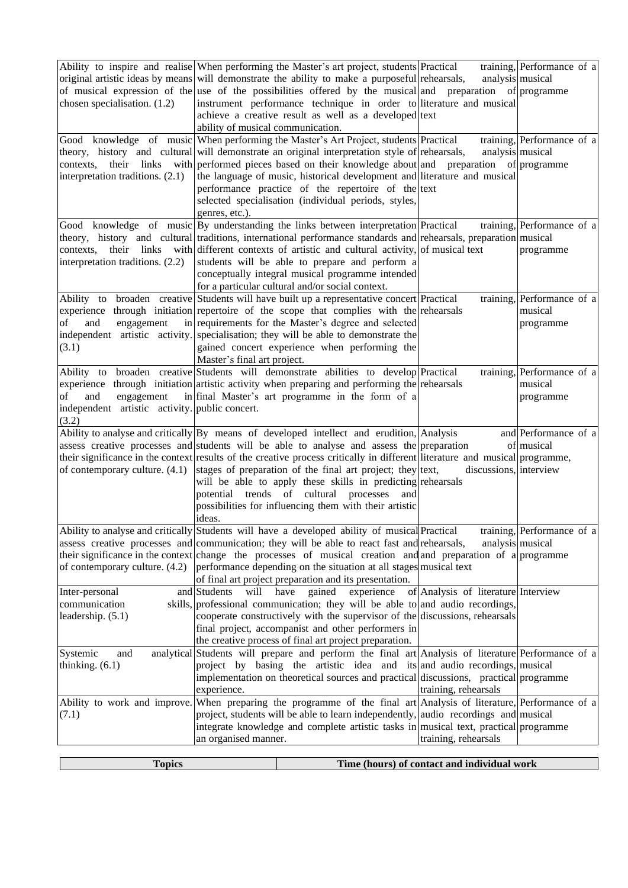| | | | |
|---|---|---|---|
| Ability to inspire and realise original artistic ideas by means of musical expression of the chosen specialisation. (1.2) | When performing the Master's art project, students will demonstrate the ability to make a purposeful use of the possibilities offered by the musical instrument performance technique in order to achieve a creative result as well as a developed ability of musical communication. | Practical training, rehearsals, analysis and preparation of literature and musical text | Performance of a musical programme |
| Good knowledge of music theory, history and cultural contexts, their links with interpretation traditions. (2.1) | When performing the Master's Art Project, students will demonstrate an original interpretation style of performed pieces based on their knowledge about the language of music, historical development and performance practice of the repertoire of the selected specialisation (individual periods, styles, genres, etc.). | Practical training, rehearsals, analysis and preparation of literature and musical text | Performance of a musical programme |
| Good knowledge of music theory, history and cultural contexts, their links with interpretation traditions. (2.2) | By understanding the links between interpretation traditions, international performance standards and different contexts of artistic and cultural activity, students will be able to prepare and perform a conceptually integral musical programme intended for a particular cultural and/or social context. | Practical training, rehearsals, preparation of musical text | Performance of a musical programme |
| Ability to broaden creative experience through initiation of and engagement in independent artistic activity. (3.1) | Students will have built up a representative concert repertoire of the scope that complies with the requirements for the Master's degree and selected specialisation; they will be able to demonstrate the gained concert experience when performing the Master's final art project. | Practical training, rehearsals | Performance of a musical programme |
| Ability to broaden creative experience through initiation of and engagement in independent artistic activity. (3.2) | Students will demonstrate abilities to develop artistic activity when preparing and performing the final Master's art programme in the form of a public concert. | Practical training, rehearsals | Performance of a musical programme |
| Ability to analyse and critically assess creative processes and their significance in the context of contemporary culture. (4.1) | By means of developed intellect and erudition, students will be able to analyse and assess the results of the creative process critically in different stages of preparation of the final art project; they will be able to apply these skills in predicting potential trends of cultural processes and possibilities for influencing them with their artistic ideas. | Analysis and preparation of literature and musical text, discussions, rehearsals | Performance of a musical programme, interview |
| Ability to analyse and critically assess creative processes and their significance in the context of contemporary culture. (4.2) | Students will have a developed ability of musical communication; they will be able to react fast and change the processes of musical creation and performance depending on the situation at all stages of final art project preparation and its presentation. | Practical training, rehearsals, analysis and preparation of a musical text | Performance of a musical programme |
| Inter-personal and communication skills, leadership. (5.1) | Students will have gained experience of professional communication; they will be able to cooperate constructively with the supervisor of the final project, accompanist and other performers in the creative process of final art project preparation. | Analysis of literature and audio recordings, discussions, rehearsals | Interview |
| Systemic and analytical thinking. (6.1) | Students will prepare and perform the final art project by basing the artistic idea and its implementation on theoretical sources and practical experience. | Analysis of literature and audio recordings, discussions, practical training, rehearsals | Performance of a musical programme |
| Ability to work and improve. (7.1) | When preparing the programme of the final art project, students will be able to learn independently, integrate knowledge and complete artistic tasks in an organised manner. | Analysis of literature, audio recordings and musical text, practical training, rehearsals | Performance of a musical programme |

| Topics | Time (hours) of contact and individual work |
|---|---|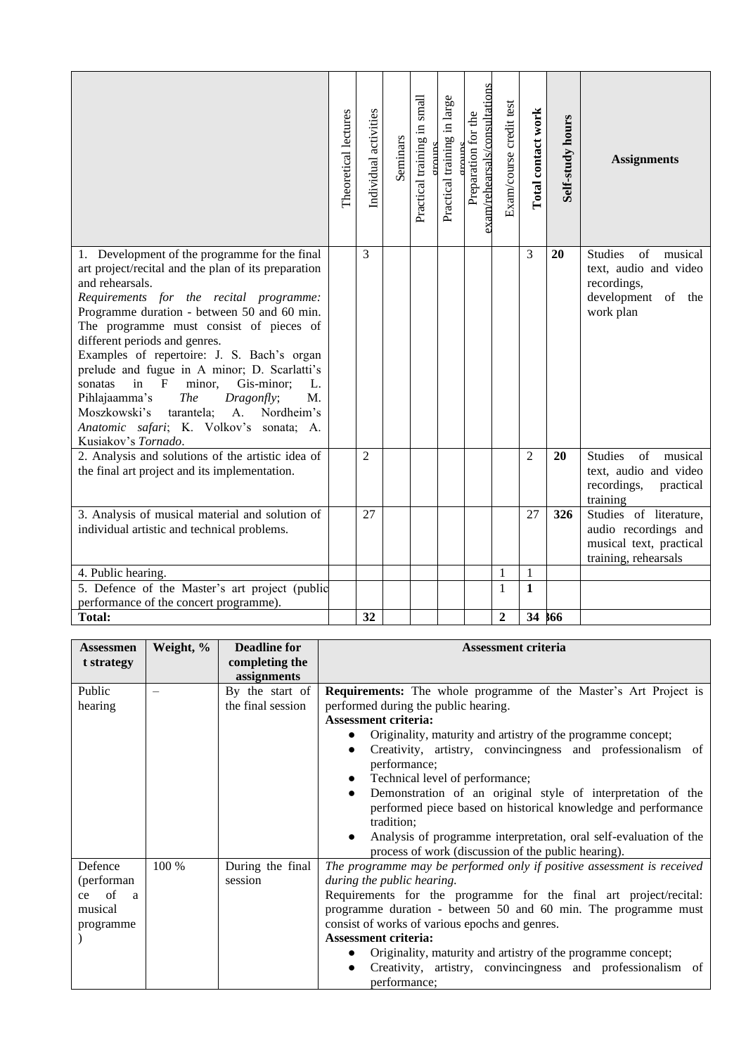| | Theoretical lectures | Individual activities | Seminars | Practical training in small groups | Practical training in large groups | Preparation for the exam/rehearsals/consultations | Exam/course credit test | **Total contact work** | **Self-study hours** | **Assignments** |
|---|---|---|---|---|---|---|---|---|---|---|
| 1. Development of the programme for the final art project/recital and the plan of its preparation and rehearsals. *Requirements for the recital programme:* Programme duration - between 50 and 60 min. The programme must consist of pieces of different periods and genres. Examples of repertoire: J. S. Bach's organ prelude and fugue in A minor; D. Scarlatti's sonatas in F minor, Gis-minor; L. Pihlajaamma's *The Dragonfly*; M. Moszkowski's tarantela; A. Nordheim's *Anatomic safari*; K. Volkov's sonata; A. Kusiakov's *Tornado*. | | 3 | | | | | | 3 | **20** | Studies of musical text, audio and video recordings, development of the work plan |
| 2. Analysis and solutions of the artistic idea of the final art project and its implementation. | | 2 | | | | | | 2 | **20** | Studies of musical text, audio and video recordings, practical training |
| 3. Analysis of musical material and solution of individual artistic and technical problems. | | 27 | | | | | | 27 | **326** | Studies of literature, audio recordings and musical text, practical training, rehearsals |
| 4. Public hearing. | | | | | | | 1 | 1 | | |
| 5. Defence of the Master's art project (public performance of the concert programme). | | | | | | | 1 | **1** | | |
| **Total:** | | **32** | | | | | **2** | **34** | **366** | |

| **Assessment strategy** | **Weight, %** | **Deadline for completing the assignments** | **Assessment criteria** |
|---|---|---|---|
| Public hearing | – | By the start of the final session | **Requirements:** The whole programme of the Master's Art Project is performed during the public hearing.<br>**Assessment criteria:**<br>• Originality, maturity and artistry of the programme concept;<br>• Creativity, artistry, convincingness and professionalism of performance;<br>• Technical level of performance;<br>• Demonstration of an original style of interpretation of the performed piece based on historical knowledge and performance tradition;<br>• Analysis of programme interpretation, oral self-evaluation of the process of work (discussion of the public hearing). |
| Defence (performance of a musical programme) | 100 % | During the final session | *The programme may be performed only if positive assessment is received during the public hearing.*<br>Requirements for the programme for the final art project/recital: programme duration - between 50 and 60 min. The programme must consist of works of various epochs and genres.<br>**Assessment criteria:**<br>• Originality, maturity and artistry of the programme concept;<br>• Creativity, artistry, convincingness and professionalism of performance; |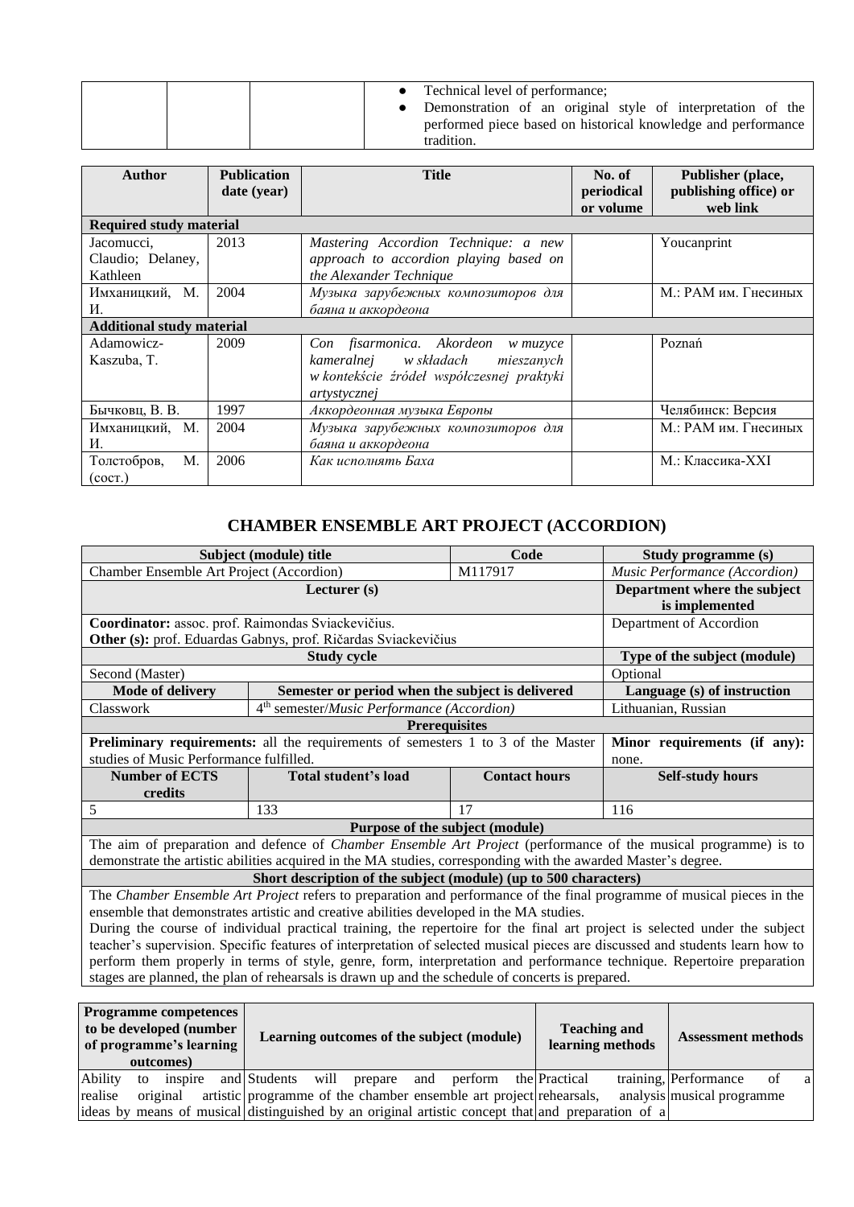| | | | ● Technical level of performance; ● Demonstration of an original style of interpretation of the performed piece based on historical knowledge and performance tradition. |
|---|---|---|---|

| Author | Publication date (year) | Title | No. of periodical or volume | Publisher (place, publishing office) or web link |
|---|---|---|---|---|
| **Required study material** | | | | |
| Jacomucci, Claudio; Delaney, Kathleen | 2013 | *Mastering Accordion Technique: a new approach to accordion playing based on the Alexander Technique* | | Youcanprint |
| Имханицкий, М. И. | 2004 | *Музыка зарубежных композиторов для баяна и аккордеона* | | М.: РАМ им. Гнесиных |
| **Additional study material** | | | | |
| Adamowicz-Kaszuba, T. | 2009 | *Con fisarmonica. Akordeon w muzyce kameralnej w składach mieszanych w kontekście źródeł współczesnej praktyki artystycznej* | | Poznań |
| Бычковц, В. В. | 1997 | *Аккордеонная музыка Европы* | | Челябинск: Версия |
| Имханицкий, М. И. | 2004 | *Музыка зарубежных композиторов для баяна и аккордеона* | | М.: РАМ им. Гнесиных |
| Толстобров, М. (сост.) | 2006 | *Как исполнять Баха* | | М.: Классика-XXI |

## CHAMBER ENSEMBLE ART PROJECT (ACCORDION)

| Subject (module) title | | Code | Study programme (s) |
|---|---|---|---|
| Chamber Ensemble Art Project (Accordion) | | M117917 | *Music Performance (Accordion)* |
| **Lecturer (s)** | | | **Department where the subject is implemented** |
| **Coordinator:** assoc. prof. Raimondas Sviackevičius. **Other (s):** prof. Eduardas Gabnys, prof. Ričardas Sviackevičius | | | Department of Accordion |
| **Study cycle** | | | **Type of the subject (module)** |
| Second (Master) | | | Optional |
| **Mode of delivery** | **Semester or period when the subject is delivered** | | **Language (s) of instruction** |
| Classwork | 4th semester/*Music Performance (Accordion)* | | Lithuanian, Russian |
| **Prerequisites** | | | |
| **Preliminary requirements:** all the requirements of semesters 1 to 3 of the Master studies of Music Performance fulfilled. | | | **Minor requirements (if any):** none. |
| **Number of ECTS credits** | **Total student's load** | **Contact hours** | **Self-study hours** |
| 5 | 133 | 17 | 116 |
| **Purpose of the subject (module)** | | | |
| The aim of preparation and defence of *Chamber Ensemble Art Project* (performance of the musical programme) is to demonstrate the artistic abilities acquired in the MA studies, corresponding with the awarded Master's degree. | | | |
| **Short description of the subject (module) (up to 500 characters)** | | | |
| The *Chamber Ensemble Art Project* refers to preparation and performance of the final programme of musical pieces in the ensemble that demonstrates artistic and creative abilities developed in the MA studies. During the course of individual practical training, the repertoire for the final art project is selected under the subject teacher's supervision. Specific features of interpretation of selected musical pieces are discussed and students learn how to perform them properly in terms of style, genre, form, interpretation and performance technique. Repertoire preparation stages are planned, the plan of rehearsals is drawn up and the schedule of concerts is prepared. | | | |

| Programme competences to be developed (number of programme's learning outcomes) | Learning outcomes of the subject (module) | Teaching and learning methods | Assessment methods |
|---|---|---|---|
| Ability to inspire and realise original artistic ideas by means of musical | Students will prepare and perform the programme of the chamber ensemble art project distinguished by an original artistic concept that | Practical training, rehearsals, analysis and preparation of a | Performance of a musical programme |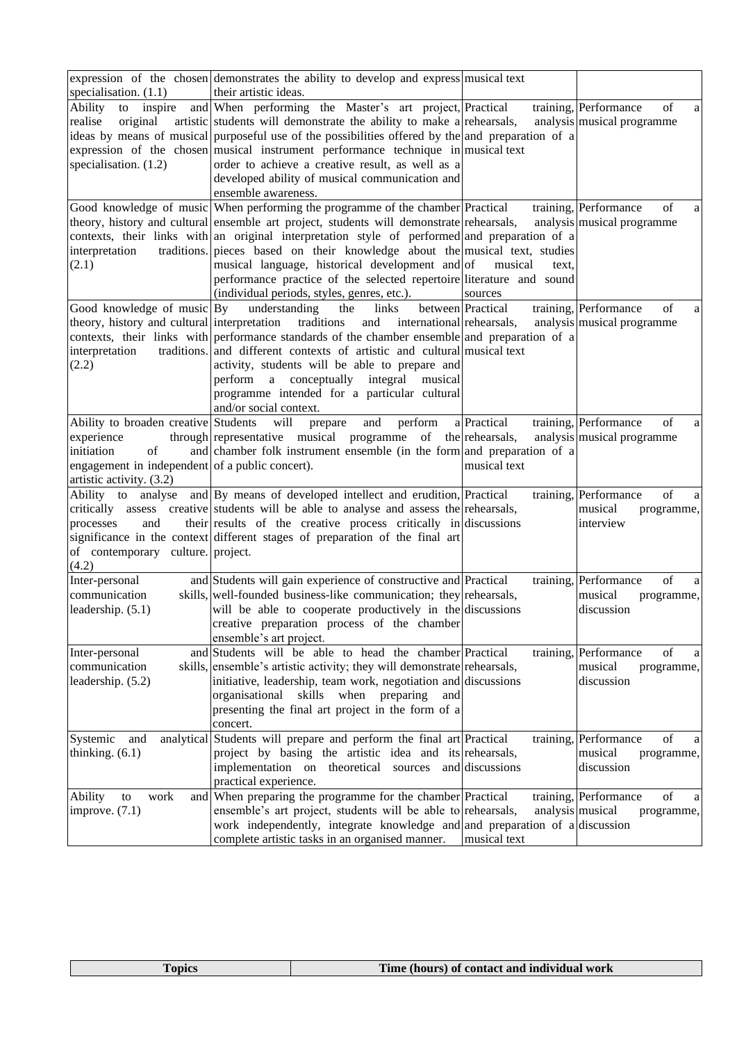| | | | |
|---|---|---|---|
| expression of the chosen specialisation. (1.1) | demonstrates the ability to develop and express their artistic ideas. | musical text | |
| Ability to inspire and realise original artistic ideas by means of musical expression of the chosen specialisation. (1.2) | When performing the Master's art project, students will demonstrate the ability to make a purposeful use of the possibilities offered by the musical instrument performance technique in order to achieve a creative result, as well as a developed ability of musical communication and ensemble awareness. | Practical training, rehearsals, analysis and preparation of a musical text | Performance of a musical programme |
| Good knowledge of music theory, history and cultural contexts, their links with interpretation traditions. (2.1) | When performing the programme of the chamber ensemble art project, students will demonstrate an original interpretation style of performed pieces based on their knowledge about the musical language, historical development and performance practice of the selected repertoire (individual periods, styles, genres, etc.). | Practical training, rehearsals, analysis and preparation of a musical text, studies of musical text, literature and sound sources | Performance of a musical programme |
| Good knowledge of music theory, history and cultural contexts, their links with interpretation traditions. (2.2) | By understanding the links between interpretation traditions and international performance standards of the chamber ensemble and different contexts of artistic and cultural activity, students will be able to prepare and perform a conceptually integral musical programme intended for a particular cultural and/or social context. | Practical training, rehearsals, analysis and preparation of a musical text | Performance of a musical programme |
| Ability to broaden creative experience through initiation of and engagement in independent artistic activity. (3.2) | Students will prepare and perform a representative musical programme of the chamber folk instrument ensemble (in the form of a public concert). | Practical training, rehearsals, analysis and preparation of a musical text | Performance of a musical programme |
| Ability to analyse and critically assess creative processes and their significance in the context of contemporary culture. (4.2) | By means of developed intellect and erudition, students will be able to analyse and assess the results of the creative process critically in different stages of preparation of the final art project. | Practical training, rehearsals, discussions | Performance of a musical programme, interview |
| Inter-personal and communication skills, leadership. (5.1) | Students will gain experience of constructive and well-founded business-like communication; they will be able to cooperate productively in the creative preparation process of the chamber ensemble's art project. | Practical training, rehearsals, discussions | Performance of a musical programme, discussion |
| Inter-personal and communication skills, leadership. (5.2) | Students will be able to head the chamber ensemble's artistic activity; they will demonstrate initiative, leadership, team work, negotiation and organisational skills when preparing and presenting the final art project in the form of a concert. | Practical training, rehearsals, discussions | Performance of a musical programme, discussion |
| Systemic and analytical thinking. (6.1) | Students will prepare and perform the final art project by basing the artistic idea and its implementation on theoretical sources and practical experience. | Practical training, rehearsals, discussions | Performance of a musical programme, discussion |
| Ability to work and improve. (7.1) | When preparing the programme for the chamber ensemble's art project, students will be able to work independently, integrate knowledge and complete artistic tasks in an organised manner. | Practical training, rehearsals, analysis and preparation of a musical text | Performance of a musical programme, discussion |

| **Topics** | **Time (hours) of contact and individual work** |
|---|---|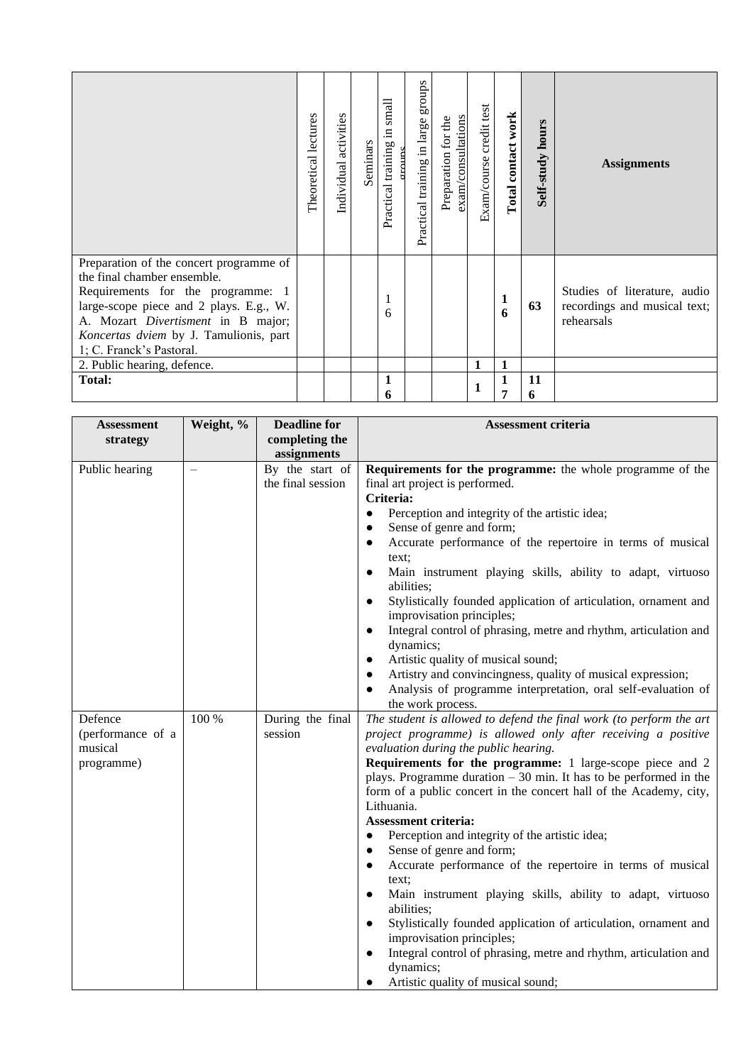| | Theoretical lectures | Individual activities | Seminars | Practical training in small groups | Practical training in large groups | Preparation for the exam/consultations | Exam/course credit test | **Total contact work** | **Self-study hours** | **Assignments** |
|---|---|---|---|---|---|---|---|---|---|---|
| Preparation of the concert programme of the final chamber ensemble. Requirements for the programme: 1 large-scope piece and 2 plays. E.g., W. A. Mozart *Divertisment* in B major; *Koncertas dviem* by J. Tamulionis, part 1; C. Franck's Pastoral. | | | | 16 | | | | **16** | **63** | Studies of literature, audio recordings and musical text; rehearsals |
| 2. Public hearing, defence. | | | | | | | **1** | **1** | | |
| **Total:** | | | | **16** | | | **1** | **17** | **116** | |

| Assessment strategy | Weight, % | Deadline for completing the assignments | Assessment criteria |
|---|---|---|---|
| Public hearing | – | By the start of the final session | **Requirements for the programme:** the whole programme of the final art project is performed.<br>**Criteria:**<br>● Perception and integrity of the artistic idea;<br>● Sense of genre and form;<br>● Accurate performance of the repertoire in terms of musical text;<br>● Main instrument playing skills, ability to adapt, virtuoso abilities;<br>● Stylistically founded application of articulation, ornament and improvisation principles;<br>● Integral control of phrasing, metre and rhythm, articulation and dynamics;<br>● Artistic quality of musical sound;<br>● Artistry and convincingness, quality of musical expression;<br>● Analysis of programme interpretation, oral self-evaluation of the work process. |
| Defence (performance of a musical programme) | 100 % | During the final session | *The student is allowed to defend the final work (to perform the art project programme) is allowed only after receiving a positive evaluation during the public hearing.*<br>**Requirements for the programme:** 1 large-scope piece and 2 plays. Programme duration – 30 min. It has to be performed in the form of a public concert in the concert hall of the Academy, city, Lithuania.<br>**Assessment criteria:**<br>● Perception and integrity of the artistic idea;<br>● Sense of genre and form;<br>● Accurate performance of the repertoire in terms of musical text;<br>● Main instrument playing skills, ability to adapt, virtuoso abilities;<br>● Stylistically founded application of articulation, ornament and improvisation principles;<br>● Integral control of phrasing, metre and rhythm, articulation and dynamics;<br>● Artistic quality of musical sound; |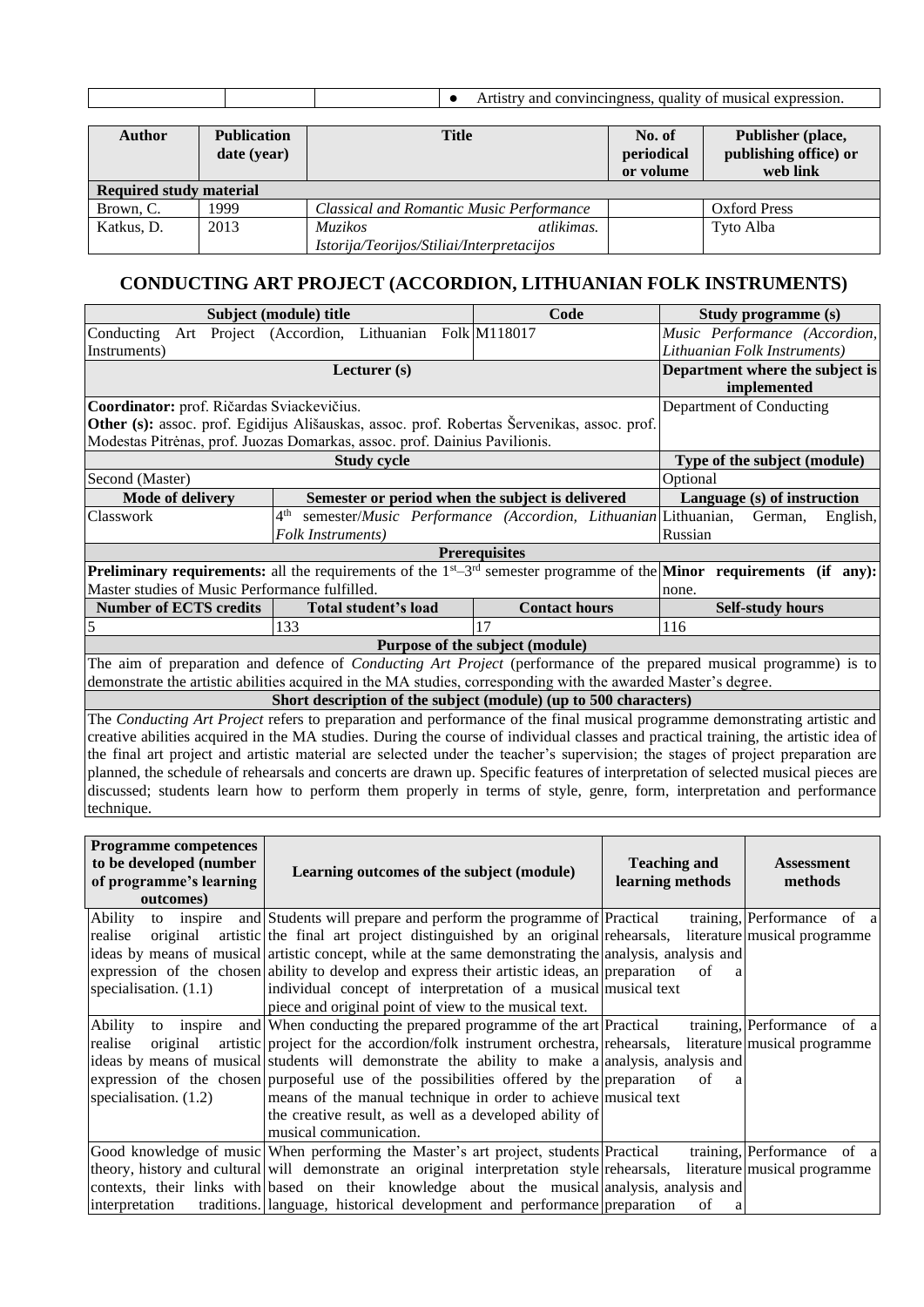| | | | • Artistry and convincingness, quality of musical expression. |
|---|---|---|---|

| Author | Publication date (year) | Title | No. of periodical or volume | Publisher (place, publishing office) or web link |
|---|---|---|---|---|
| **Required study material** | | | | |
| Brown, C. | 1999 | *Classical and Romantic Music Performance* | | Oxford Press |
| Katkus, D. | 2013 | *Muzikos atlikimas. Istorija/Teorijos/Stiliai/Interpretacijos* | | Tyto Alba |

## CONDUCTING ART PROJECT (ACCORDION, LITHUANIAN FOLK INSTRUMENTS)

| Subject (module) title | | Code | Study programme (s) |
|---|---|---|---|
| Conducting Art Project (Accordion, Lithuanian Folk Instruments) | | M118017 | *Music Performance (Accordion, Lithuanian Folk Instruments)* |
| **Lecturer (s)** | | | **Department where the subject is implemented** |
| **Coordinator:** prof. Ričardas Sviackevičius.<br>**Other (s):** assoc. prof. Egidijus Ališauskas, assoc. prof. Robertas Šervenikas, assoc. prof. Modestas Pitrėnas, prof. Juozas Domarkas, assoc. prof. Dainius Pavilionis. | | | Department of Conducting |
| **Study cycle** | | | **Type of the subject (module)** |
| Second (Master) | | | Optional |
| **Mode of delivery** | **Semester or period when the subject is delivered** | | **Language (s) of instruction** |
| Classwork | 4th semester/*Music Performance (Accordion, Lithuanian Folk Instruments)* | | Lithuanian, German, English, Russian |
| **Prerequisites** | | | |
| **Preliminary requirements:** all the requirements of the 1st–3rd semester programme of the Master studies of Music Performance fulfilled. | | | **Minor requirements (if any):** none. |
| **Number of ECTS credits** | **Total student's load** | **Contact hours** | **Self-study hours** |
| 5 | 133 | 17 | 116 |
| **Purpose of the subject (module)** | | | |
| The aim of preparation and defence of *Conducting Art Project* (performance of the prepared musical programme) is to demonstrate the artistic abilities acquired in the MA studies, corresponding with the awarded Master's degree. | | | |
| **Short description of the subject (module) (up to 500 characters)** | | | |
| The *Conducting Art Project* refers to preparation and performance of the final musical programme demonstrating artistic and creative abilities acquired in the MA studies. During the course of individual classes and practical training, the artistic idea of the final art project and artistic material are selected under the teacher's supervision; the stages of project preparation are planned, the schedule of rehearsals and concerts are drawn up. Specific features of interpretation of selected musical pieces are discussed; students learn how to perform them properly in terms of style, genre, form, interpretation and performance technique. | | | |

| Programme competences to be developed (number of programme's learning outcomes) | Learning outcomes of the subject (module) | Teaching and learning methods | Assessment methods |
|---|---|---|---|
| Ability to inspire and realise original artistic ideas by means of musical expression of the chosen specialisation. (1.1) | Students will prepare and perform the programme of the final art project distinguished by an original artistic concept, while at the same demonstrating the ability to develop and express their artistic ideas, an individual concept of interpretation of a musical piece and original point of view to the musical text. | Practical training, rehearsals, literature analysis, analysis and preparation of a musical text | Performance of a musical programme |
| Ability to inspire and realise original artistic ideas by means of musical expression of the chosen specialisation. (1.2) | When conducting the prepared programme of the art project for the accordion/folk instrument orchestra, students will demonstrate the ability to make a purposeful use of the possibilities offered by the means of the manual technique in order to achieve the creative result, as well as a developed ability of musical communication. | Practical training, rehearsals, literature analysis, analysis and preparation of a musical text | Performance of a musical programme |
| Good knowledge of music theory, history and cultural contexts, their links with interpretation traditions. | When performing the Master's art project, students will demonstrate an interpretation style based on their knowledge about the musical language, historical development and performance | Practical training, rehearsals, literature analysis, analysis and preparation of a | Performance of a musical programme |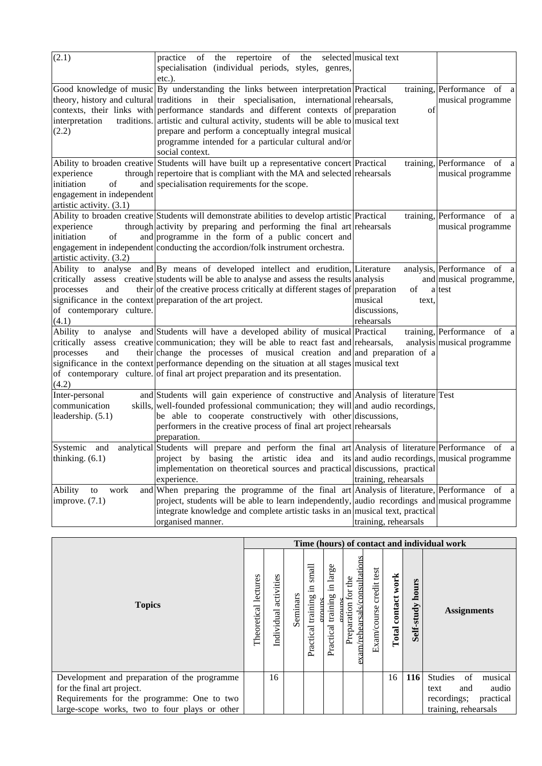| | | | |
|---|---|---|---|
| (2.1) | practice of the repertoire of the selected specialisation (individual periods, styles, genres, etc.). | musical text | |
| Good knowledge of music theory, history and cultural contexts, their links with interpretation traditions. (2.2) | By understanding the links between interpretation traditions in their specialisation, international performance standards and different contexts of artistic and cultural activity, students will be able to prepare and perform a conceptually integral musical programme intended for a particular cultural and/or social context. | Practical training, rehearsals, preparation of musical text | Performance of a musical programme |
| Ability to broaden creative experience through initiation of and engagement in independent artistic activity. (3.1) | Students will have built up a representative concert repertoire that is compliant with the MA and selected specialisation requirements for the scope. | Practical training, rehearsals | Performance of a musical programme |
| Ability to broaden creative experience through initiation of and engagement in independent artistic activity. (3.2) | Students will demonstrate abilities to develop artistic activity by preparing and performing the final art programme in the form of a public concert and conducting the accordion/folk instrument orchestra. | Practical training, rehearsals | Performance of a musical programme |
| Ability to analyse and critically assess creative processes and significance in the context of contemporary culture. (4.1) | By means of developed intellect and erudition, students will be able to analyse and assess the results of the creative process critically at different stages of preparation of the art project. | Literature analysis, analysis and preparation of musical text, discussions, rehearsals | Performance of a musical programme, a test |
| Ability to analyse and critically assess creative processes and their significance in the context of contemporary culture. (4.2) | Students will have a developed ability of musical communication; they will be able to react fast and change the processes of musical creation and performance depending on the situation at all stages of final art project preparation and its presentation. | Practical training, rehearsals, analysis and preparation of a musical text | Performance of a musical programme |
| Inter-personal and communication skills, leadership. (5.1) | Students will gain experience of constructive and well-founded professional communication; they will be able to cooperate constructively with other performers in the creative process of final art project preparation. | Analysis of literature and audio recordings, discussions, rehearsals | Test |
| Systemic and analytical thinking. (6.1) | Students will prepare and perform the final art project by basing the artistic idea and its implementation on theoretical sources and practical experience. | Analysis of literature and audio recordings, discussions, practical training, rehearsals | Performance of a musical programme |
| Ability to work and improve. (7.1) | When preparing the programme of the final art project, students will be able to learn independently, integrate knowledge and complete artistic tasks in an organised manner. | Analysis of literature, audio recordings and musical text, practical training, rehearsals | Performance of a musical programme |

| Topics | Time (hours) of contact and individual work | | | | | | | | | |
|---|---|---|---|---|---|---|---|---|---|---|
| | Theoretical lectures | Individual activities | Seminars | Practical training in small groups | Practical training in large groups | Preparation for the exam/rehearsals/consultations | Exam/course credit test | **Total contact work** | **Self-study hours** | **Assignments** |
| Development and preparation of the programme for the final art project. Requirements for the programme: One to two large-scope works, two to four plays or other | | 16 | | | | | | 16 | **116** | Studies of musical text and audio recordings; practical training, rehearsals |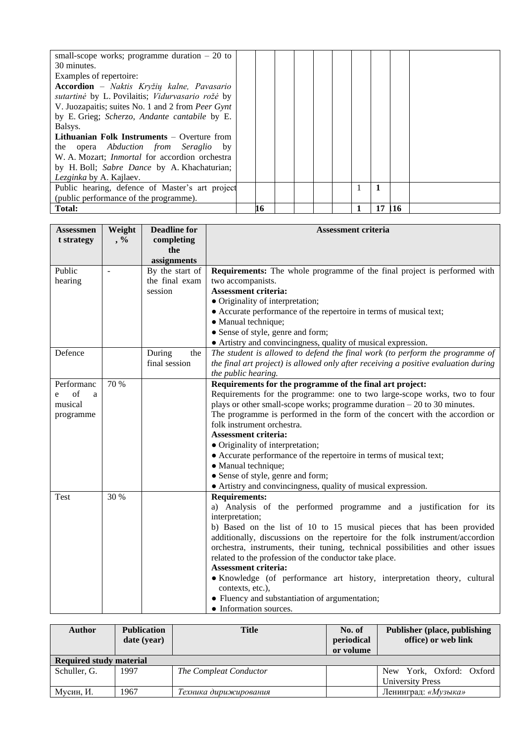| | | | | | | | | | | |
|---|---|---|---|---|---|---|---|---|---|---|
| small-scope works; programme duration – 20 to 30 minutes.<br>Examples of repertoire:<br>**Accordion** – *Naktis Kryžių kalne, Pavasario sutartinė* by L. Povilaitis; *Vidurvasario rožė* by V. Juozapaitis; suites No. 1 and 2 from *Peer Gynt* by E. Grieg; *Scherzo, Andante cantabile* by E. Balsys.<br>**Lithuanian Folk Instruments** – Overture from the opera *Abduction from Seraglio* by W. A. Mozart; *Inmortal* for accordion orchestra by H. Boll; *Sabre Dance* by A. Khachaturian; *Lezginka* by A. Kajlaev. | | | | | | | | | | |
| Public hearing, defence of Master's art project (public performance of the programme). | | | | | | | 1 | **1** | | |
| **Total:** | | **16** | | | | | **1** | **17** | **16** | |

| Assessment strategy | Weight, % | Deadline for completing the assignments | Assessment criteria |
|---|---|---|---|
| Public hearing | - | By the start of the final exam session | **Requirements:** The whole programme of the final project is performed with two accompanists.<br>**Assessment criteria:**<br>● Originality of interpretation;<br>● Accurate performance of the repertoire in terms of musical text;<br>● Manual technique;<br>● Sense of style, genre and form;<br>● Artistry and convincingness, quality of musical expression. |
| Defence | | During the final session | *The student is allowed to defend the final work (to perform the programme of the final art project) is allowed only after receiving a positive evaluation during the public hearing.* |
| Performance of a musical programme | 70 % | | **Requirements for the programme of the final art project:**<br>Requirements for the programme: one to two large-scope works, two to four plays or other small-scope works; programme duration – 20 to 30 minutes.<br>The programme is performed in the form of the concert with the accordion or folk instrument orchestra.<br>**Assessment criteria:**<br>● Originality of interpretation;<br>● Accurate performance of the repertoire in terms of musical text;<br>● Manual technique;<br>● Sense of style, genre and form;<br>● Artistry and convincingness, quality of musical expression. |
| Test | 30 % | | **Requirements:**<br>a) Analysis of the performed programme and a justification for its interpretation;<br>b) Based on the list of 10 to 15 musical pieces that has been provided additionally, discussions on the repertoire for the folk instrument/accordion orchestra, instruments, their tuning, technical possibilities and other issues related to the profession of the conductor take place.<br>**Assessment criteria:**<br>● Knowledge (of performance art history, interpretation theory, cultural contexts, etc.),<br>● Fluency and substantiation of argumentation;<br>● Information sources. |

| Author | Publication date (year) | Title | No. of periodical or volume | Publisher (place, publishing office) or web link |
|---|---|---|---|---|
| **Required study material** | | | | |
| Schuller, G. | 1997 | *The Compleat Conductor* | | New York, Oxford: Oxford University Press |
| Мусин, И. | 1967 | *Техника дирижирования* | | Ленинград: *«Музыка»* |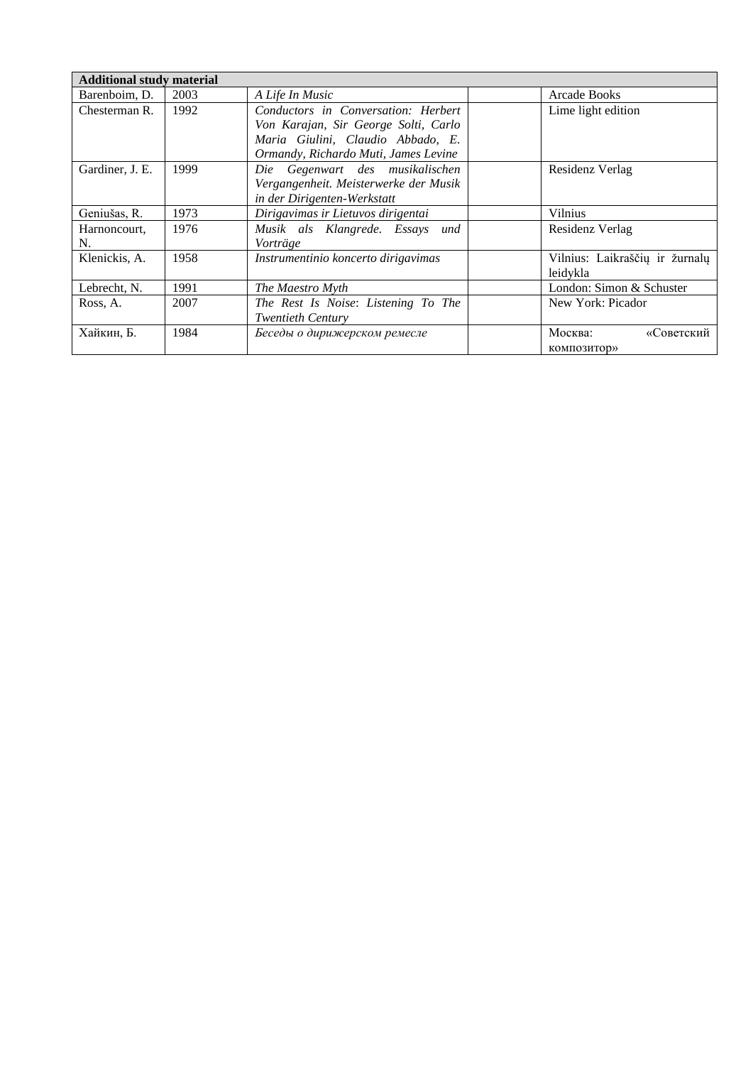| Additional study material | | | | |
|---|---|---|---|---|
| Barenboim, D. | 2003 | *A Life In Music* | | Arcade Books |
| Chesterman R. | 1992 | *Conductors in Conversation: Herbert Von Karajan, Sir George Solti, Carlo Maria Giulini, Claudio Abbado, E. Ormandy, Richardo Muti, James Levine* | | Lime light edition |
| Gardiner, J. E. | 1999 | *Die Gegenwart des musikalischen Vergangenheit. Meisterwerke der Musik in der Dirigenten-Werkstatt* | | Residenz Verlag |
| Geniušas, R. | 1973 | *Dirigavimas ir Lietuvos dirigentai* | | Vilnius |
| Harnoncourt, N. | 1976 | *Musik als Klangrede. Essays und Vorträge* | | Residenz Verlag |
| Klenickis, A. | 1958 | *Instrumentinio koncerto dirigavimas* | | Vilnius: Laikraščių ir žurnalų leidykla |
| Lebrecht, N. | 1991 | *The Maestro Myth* | | London: Simon & Schuster |
| Ross, A. | 2007 | *The Rest Is Noise*: *Listening To The Twentieth Century* | | New York: Picador |
| Хайкин, Б. | 1984 | *Беседы о дирижерском ремесле* | | Москва: «Советский композитор» |